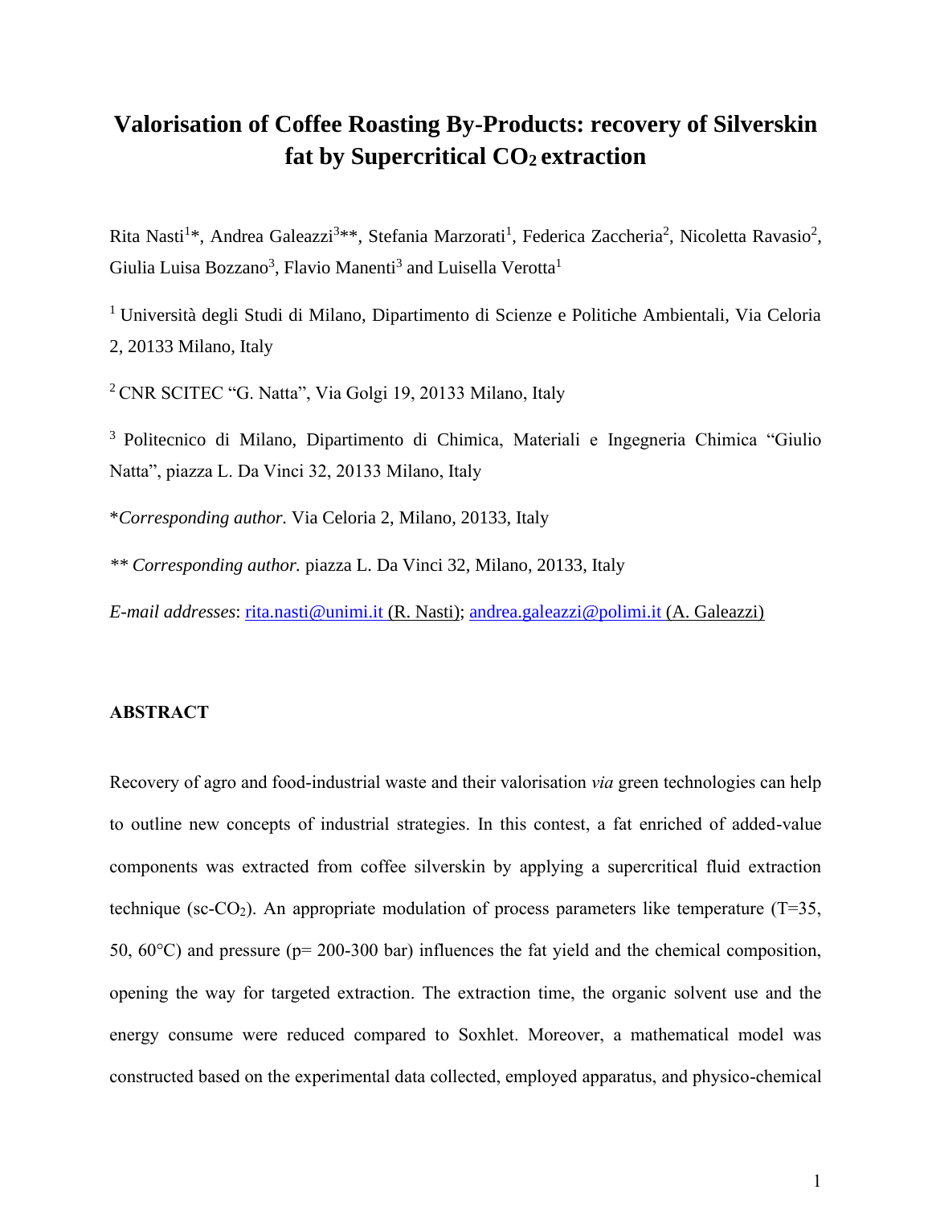# Valorisation of Coffee Roasting By-Products: recovery of Silverskin fat by Supercritical $CO_2$ extraction

Rita Nasti[1]*, Andrea Galeazzi[3]**, Stefania Marzorati[1], Federica Zaccheria[2], Nicoletta Ravasio[2], Giulia Luisa Bozzano[3], Flavio Manenti[3] and Luisella Verotta[1]

[1] Università degli Studi di Milano, Dipartimento di Scienze e Politiche Ambientali, Via Celoria 2, 20133 Milano, Italy

[2] CNR SCITEC "G. Natta", Via Golgi 19, 20133 Milano, Italy

[3] Politecnico di Milano, Dipartimento di Chimica, Materiali e Ingegneria Chimica "Giulio Natta", piazza L. Da Vinci 32, 20133 Milano, Italy

**Corresponding author.* Via Celoria 2, Milano, 20133, Italy

*\*\* Corresponding author.* piazza L. Da Vinci 32, Milano, 20133, Italy

*E-mail addresses*: rita.nasti@unimi.it (R. Nasti); andrea.galeazzi@polimi.it (A. Galeazzi)

## ABSTRACT

Recovery of agro and food-industrial waste and their valorisation *via* green technologies can help to outline new concepts of industrial strategies. In this contest, a fat enriched of added-value components was extracted from coffee silverskin by applying a supercritical fluid extraction technique (sc-$CO_2$). An appropriate modulation of process parameters like temperature (T=35, 50, 60°C) and pressure (p= 200-300 bar) influences the fat yield and the chemical composition, opening the way for targeted extraction. The extraction time, the organic solvent use and the energy consume were reduced compared to Soxhlet. Moreover, a mathematical model was constructed based on the experimental data collected, employed apparatus, and physico-chemical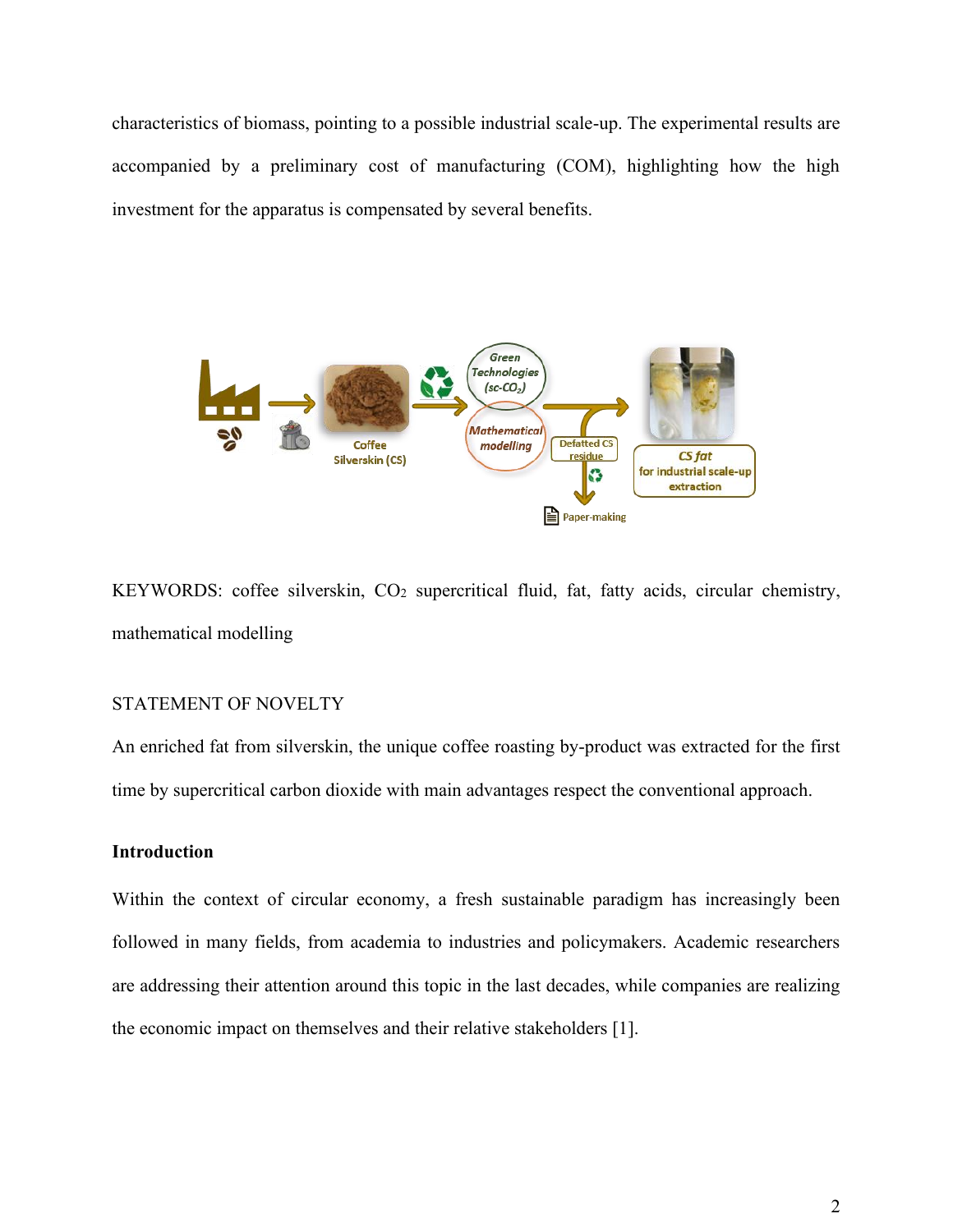characteristics of biomass, pointing to a possible industrial scale-up. The experimental results are accompanied by a preliminary cost of manufacturing (COM), highlighting how the high investment for the apparatus is compensated by several benefits.

KEYWORDS: coffee silverskin, $CO_2$ supercritical fluid, fat, fatty acids, circular chemistry, mathematical modelling

STATEMENT OF NOVELTY

An enriched fat from silverskin, the unique coffee roasting by-product was extracted for the first time by supercritical carbon dioxide with main advantages respect the conventional approach.

## Introduction

Within the context of circular economy, a fresh sustainable paradigm has increasingly been followed in many fields, from academia to industries and policymakers. Academic researchers are addressing their attention around this topic in the last decades, while companies are realizing the economic impact on themselves and their relative stakeholders [1].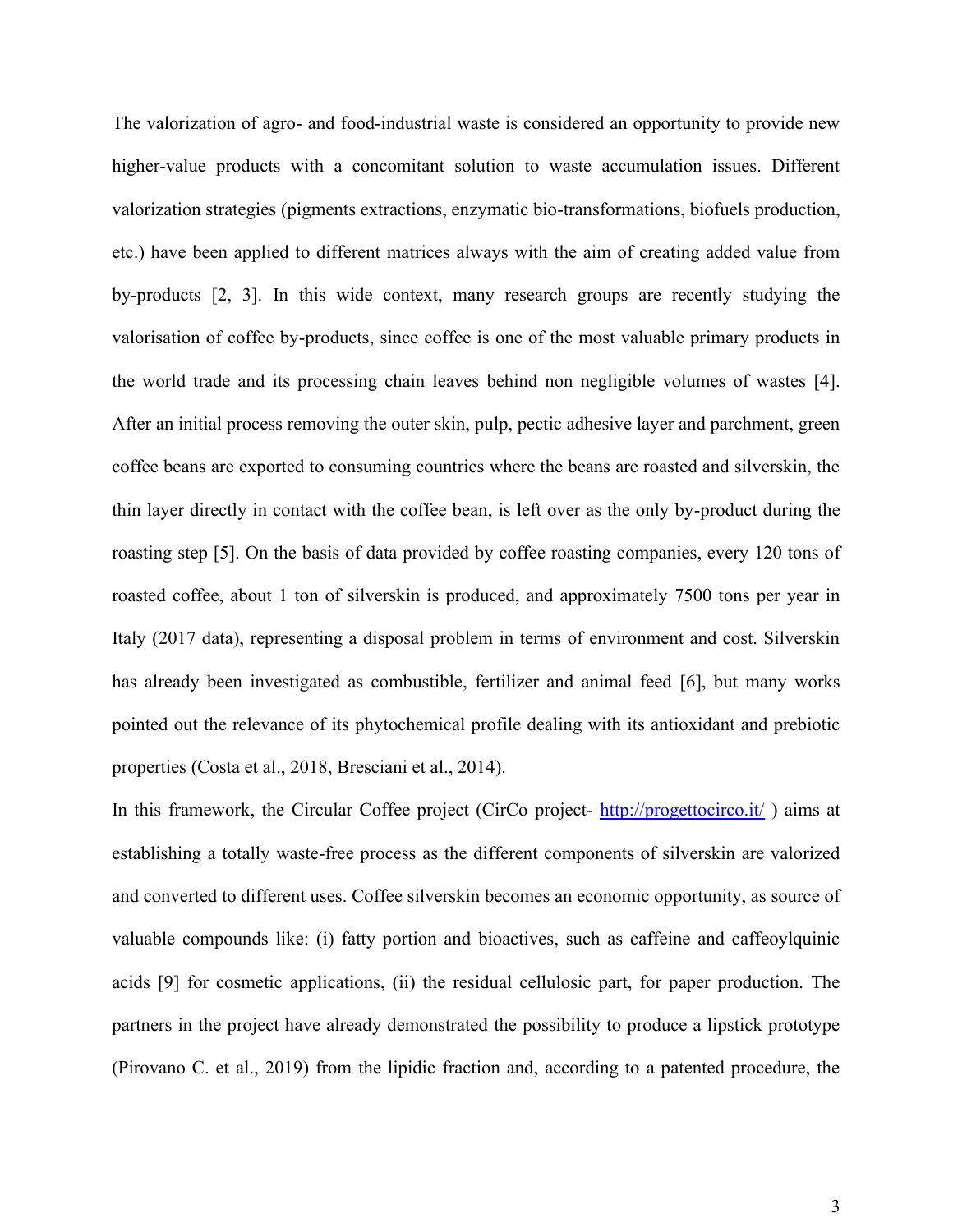The valorization of agro- and food-industrial waste is considered an opportunity to provide new higher-value products with a concomitant solution to waste accumulation issues. Different valorization strategies (pigments extractions, enzymatic bio-transformations, biofuels production, etc.) have been applied to different matrices always with the aim of creating added value from by-products [2, 3]. In this wide context, many research groups are recently studying the valorisation of coffee by-products, since coffee is one of the most valuable primary products in the world trade and its processing chain leaves behind non negligible volumes of wastes [4]. After an initial process removing the outer skin, pulp, pectic adhesive layer and parchment, green coffee beans are exported to consuming countries where the beans are roasted and silverskin, the thin layer directly in contact with the coffee bean, is left over as the only by-product during the roasting step [5]. On the basis of data provided by coffee roasting companies, every 120 tons of roasted coffee, about 1 ton of silverskin is produced, and approximately 7500 tons per year in Italy (2017 data), representing a disposal problem in terms of environment and cost. Silverskin has already been investigated as combustible, fertilizer and animal feed [6], but many works pointed out the relevance of its phytochemical profile dealing with its antioxidant and prebiotic properties (Costa et al., 2018, Bresciani et al., 2014).

In this framework, the Circular Coffee project (CirCo project- http://progettocirco.it/ ) aims at establishing a totally waste-free process as the different components of silverskin are valorized and converted to different uses. Coffee silverskin becomes an economic opportunity, as source of valuable compounds like: (i) fatty portion and bioactives, such as caffeine and caffeoylquinic acids [9] for cosmetic applications, (ii) the residual cellulosic part, for paper production. The partners in the project have already demonstrated the possibility to produce a lipstick prototype (Pirovano C. et al., 2019) from the lipidic fraction and, according to a patented procedure, the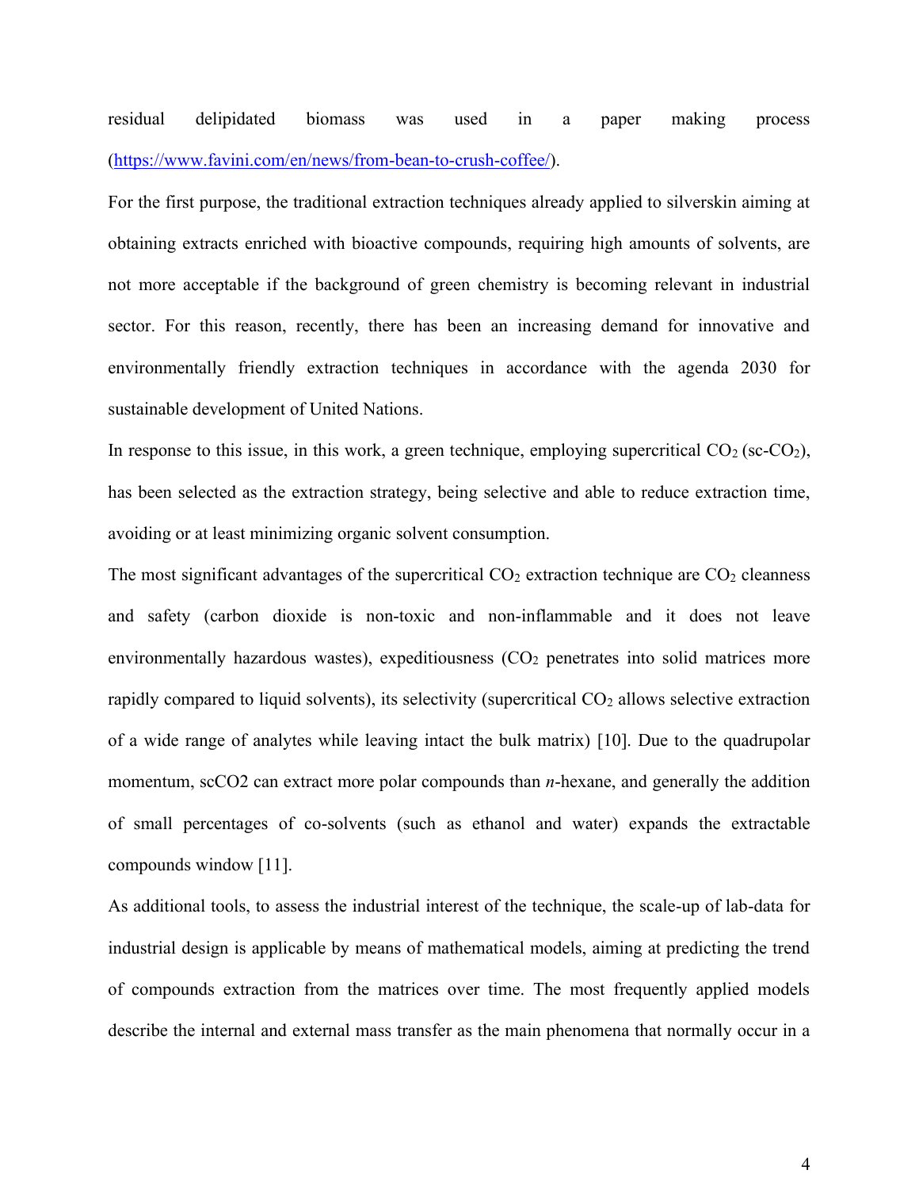residual delipidated biomass was used in a paper making process (https://www.favini.com/en/news/from-bean-to-crush-coffee/).

For the first purpose, the traditional extraction techniques already applied to silverskin aiming at obtaining extracts enriched with bioactive compounds, requiring high amounts of solvents, are not more acceptable if the background of green chemistry is becoming relevant in industrial sector. For this reason, recently, there has been an increasing demand for innovative and environmentally friendly extraction techniques in accordance with the agenda 2030 for sustainable development of United Nations.

In response to this issue, in this work, a green technique, employing supercritical $CO_2$ (sc-$CO_2$), has been selected as the extraction strategy, being selective and able to reduce extraction time, avoiding or at least minimizing organic solvent consumption.

The most significant advantages of the supercritical $CO_2$ extraction technique are $CO_2$ cleanness and safety (carbon dioxide is non-toxic and non-inflammable and it does not leave environmentally hazardous wastes), expeditiousness ($CO_2$ penetrates into solid matrices more rapidly compared to liquid solvents), its selectivity (supercritical $CO_2$ allows selective extraction of a wide range of analytes while leaving intact the bulk matrix) [10]. Due to the quadrupolar momentum, scCO2 can extract more polar compounds than *n*-hexane, and generally the addition of small percentages of co-solvents (such as ethanol and water) expands the extractable compounds window [11].

As additional tools, to assess the industrial interest of the technique, the scale-up of lab-data for industrial design is applicable by means of mathematical models, aiming at predicting the trend of compounds extraction from the matrices over time. The most frequently applied models describe the internal and external mass transfer as the main phenomena that normally occur in a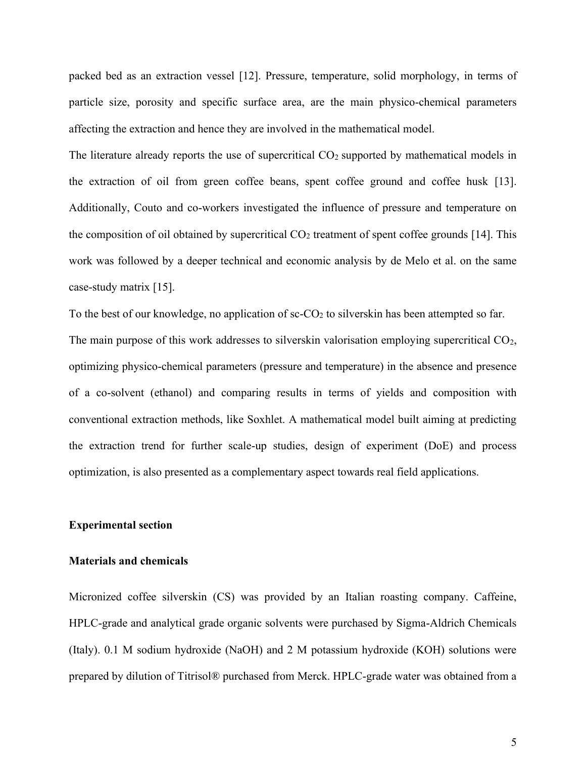packed bed as an extraction vessel [12]. Pressure, temperature, solid morphology, in terms of particle size, porosity and specific surface area, are the main physico-chemical parameters affecting the extraction and hence they are involved in the mathematical model.

The literature already reports the use of supercritical $CO_2$ supported by mathematical models in the extraction of oil from green coffee beans, spent coffee ground and coffee husk [13]. Additionally, Couto and co-workers investigated the influence of pressure and temperature on the composition of oil obtained by supercritical $CO_2$ treatment of spent coffee grounds [14]. This work was followed by a deeper technical and economic analysis by de Melo et al. on the same case-study matrix [15].

To the best of our knowledge, no application of sc-$CO_2$ to silverskin has been attempted so far.

The main purpose of this work addresses to silverskin valorisation employing supercritical $CO_2$, optimizing physico-chemical parameters (pressure and temperature) in the absence and presence of a co-solvent (ethanol) and comparing results in terms of yields and composition with conventional extraction methods, like Soxhlet. A mathematical model built aiming at predicting the extraction trend for further scale-up studies, design of experiment (DoE) and process optimization, is also presented as a complementary aspect towards real field applications.

## Experimental section

### Materials and chemicals

Micronized coffee silverskin (CS) was provided by an Italian roasting company. Caffeine, HPLC-grade and analytical grade organic solvents were purchased by Sigma-Aldrich Chemicals (Italy). 0.1 M sodium hydroxide (NaOH) and 2 M potassium hydroxide (KOH) solutions were prepared by dilution of Titrisol® purchased from Merck. HPLC-grade water was obtained from a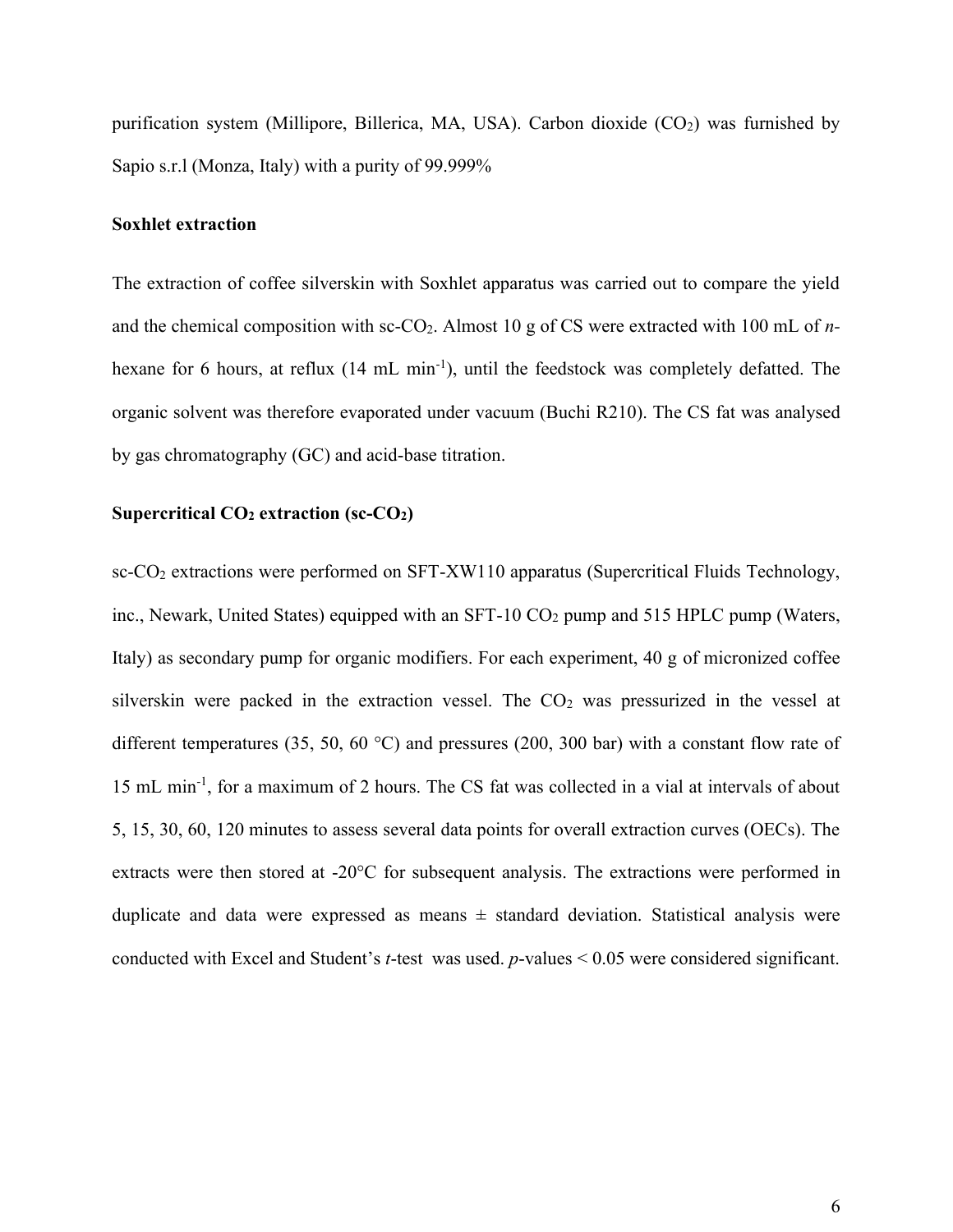purification system (Millipore, Billerica, MA, USA). Carbon dioxide ($CO_2$) was furnished by Sapio s.r.l (Monza, Italy) with a purity of 99.999%

**Soxhlet extraction**

The extraction of coffee silverskin with Soxhlet apparatus was carried out to compare the yield and the chemical composition with sc-$CO_2$. Almost 10 g of CS were extracted with 100 mL of *n*-hexane for 6 hours, at reflux (14 mL $min^{-1}$), until the feedstock was completely defatted. The organic solvent was therefore evaporated under vacuum (Buchi R210). The CS fat was analysed by gas chromatography (GC) and acid-base titration.

**Supercritical $CO_2$ extraction (sc-$CO_2$)**

sc-$CO_2$ extractions were performed on SFT-XW110 apparatus (Supercritical Fluids Technology, inc., Newark, United States) equipped with an SFT-10 $CO_2$ pump and 515 HPLC pump (Waters, Italy) as secondary pump for organic modifiers. For each experiment, 40 g of micronized coffee silverskin were packed in the extraction vessel. The $CO_2$ was pressurized in the vessel at different temperatures (35, 50, 60 °C) and pressures (200, 300 bar) with a constant flow rate of 15 mL $min^{-1}$, for a maximum of 2 hours. The CS fat was collected in a vial at intervals of about 5, 15, 30, 60, 120 minutes to assess several data points for overall extraction curves (OECs). The extracts were then stored at -20°C for subsequent analysis. The extractions were performed in duplicate and data were expressed as means ± standard deviation. Statistical analysis were conducted with Excel and Student's *t*-test was used. *p*-values < 0.05 were considered significant.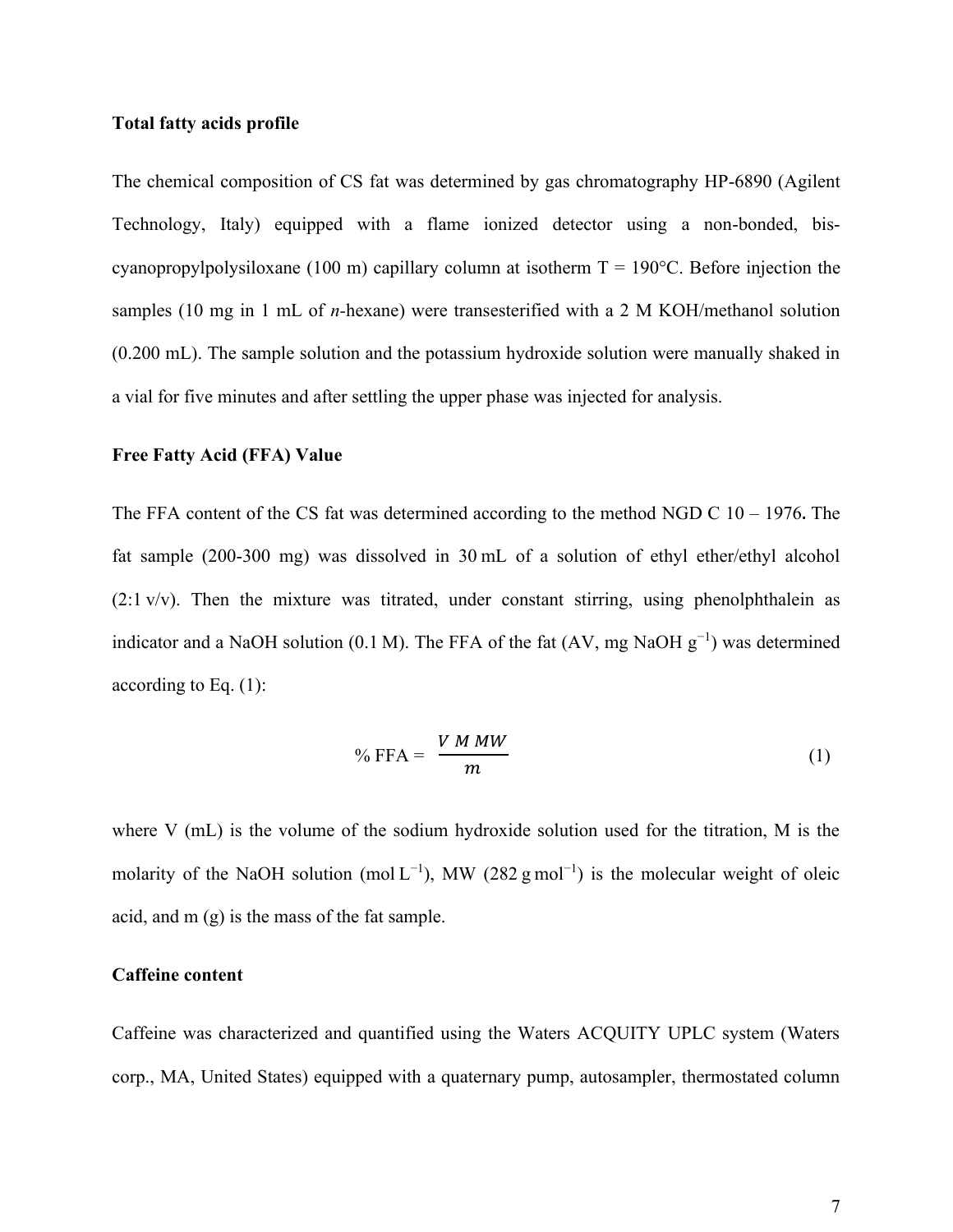**Total fatty acids profile**

The chemical composition of CS fat was determined by gas chromatography HP-6890 (Agilent Technology, Italy) equipped with a flame ionized detector using a non-bonded, bis-cyanopropylpolysiloxane (100 m) capillary column at isotherm T = 190°C. Before injection the samples (10 mg in 1 mL of *n*-hexane) were transesterified with a 2 M KOH/methanol solution (0.200 mL). The sample solution and the potassium hydroxide solution were manually shaked in a vial for five minutes and after settling the upper phase was injected for analysis.

**Free Fatty Acid (FFA) Value**

The FFA content of the CS fat was determined according to the method NGD C 10 – 1976**.** The fat sample (200-300 mg) was dissolved in 30 mL of a solution of ethyl ether/ethyl alcohol (2:1 v/v). Then the mixture was titrated, under constant stirring, using phenolphthalein as indicator and a NaOH solution (0.1 M). The FFA of the fat (AV, mg NaOH $g^{-1}$) was determined according to Eq. (1):

$$\%\,\text{FFA} = \frac{V\,M\,MW}{m} \tag{1}$$

where V (mL) is the volume of the sodium hydroxide solution used for the titration, M is the molarity of the NaOH solution (mol $L^{-1}$), MW (282 g $mol^{-1}$) is the molecular weight of oleic acid, and m (g) is the mass of the fat sample.

**Caffeine content**

Caffeine was characterized and quantified using the Waters ACQUITY UPLC system (Waters corp., MA, United States) equipped with a quaternary pump, autosampler, thermostated column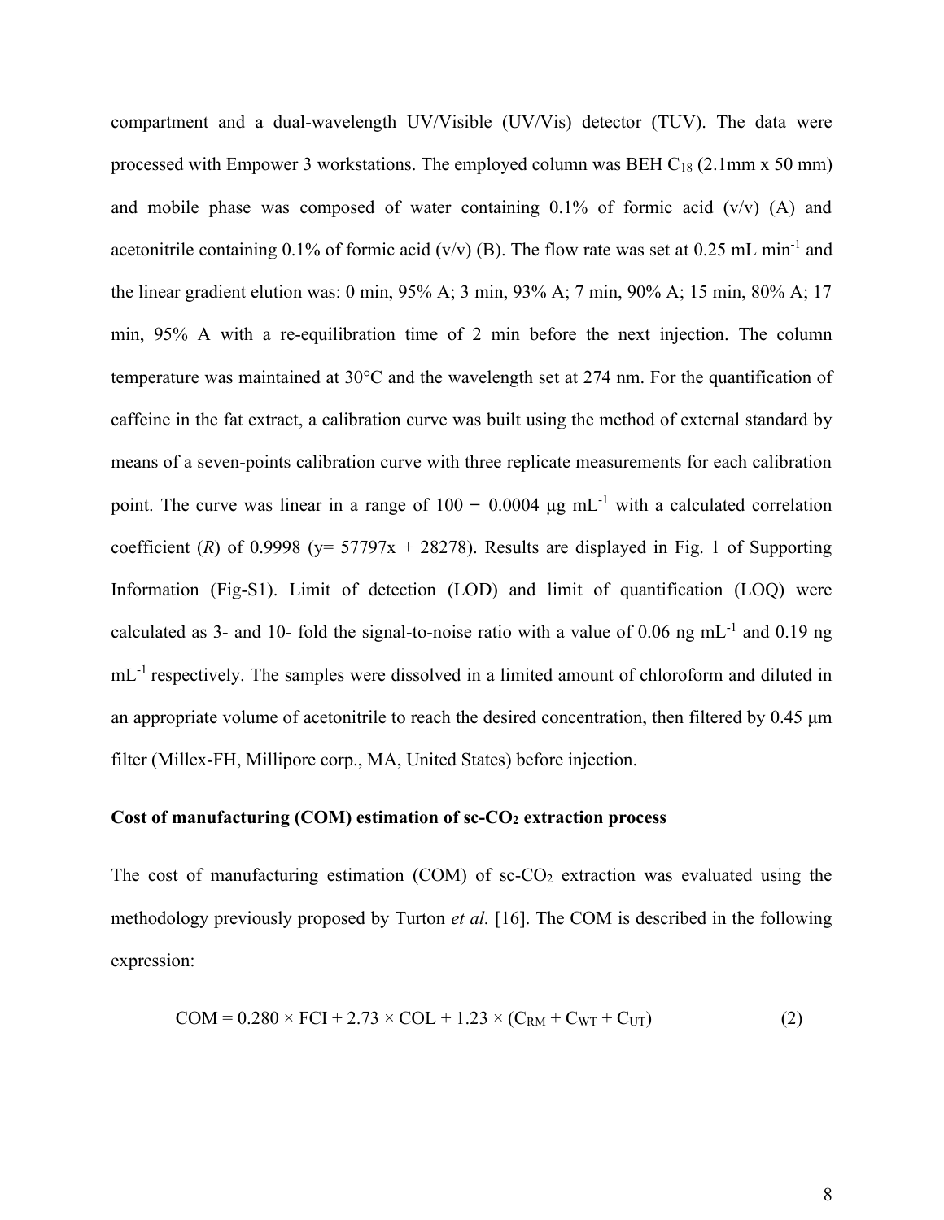compartment and a dual-wavelength UV/Visible (UV/Vis) detector (TUV). The data were processed with Empower 3 workstations. The employed column was BEH $C_{18}$ (2.1mm x 50 mm) and mobile phase was composed of water containing 0.1% of formic acid (v/v) (A) and acetonitrile containing 0.1% of formic acid (v/v) (B). The flow rate was set at 0.25 mL $min^{-1}$ and the linear gradient elution was: 0 min, 95% A; 3 min, 93% A; 7 min, 90% A; 15 min, 80% A; 17 min, 95% A with a re-equilibration time of 2 min before the next injection. The column temperature was maintained at 30°C and the wavelength set at 274 nm. For the quantification of caffeine in the fat extract, a calibration curve was built using the method of external standard by means of a seven-points calibration curve with three replicate measurements for each calibration point. The curve was linear in a range of 100 − 0.0004 μg $mL^{-1}$ with a calculated correlation coefficient ($R$) of 0.9998 (y= 57797x + 28278). Results are displayed in Fig. 1 of Supporting Information (Fig-S1). Limit of detection (LOD) and limit of quantification (LOQ) were calculated as 3- and 10- fold the signal-to-noise ratio with a value of 0.06 ng $mL^{-1}$ and 0.19 ng $mL^{-1}$ respectively. The samples were dissolved in a limited amount of chloroform and diluted in an appropriate volume of acetonitrile to reach the desired concentration, then filtered by 0.45 μm filter (Millex-FH, Millipore corp., MA, United States) before injection.

**Cost of manufacturing (COM) estimation of sc-$CO_2$ extraction process**

The cost of manufacturing estimation (COM) of sc-$CO_2$ extraction was evaluated using the methodology previously proposed by Turton *et al.* [16]. The COM is described in the following expression:

$$COM = 0.280 \times FCI + 2.73 \times COL + 1.23 \times (C_{RM} + C_{WT} + C_{UT}) \qquad (2)$$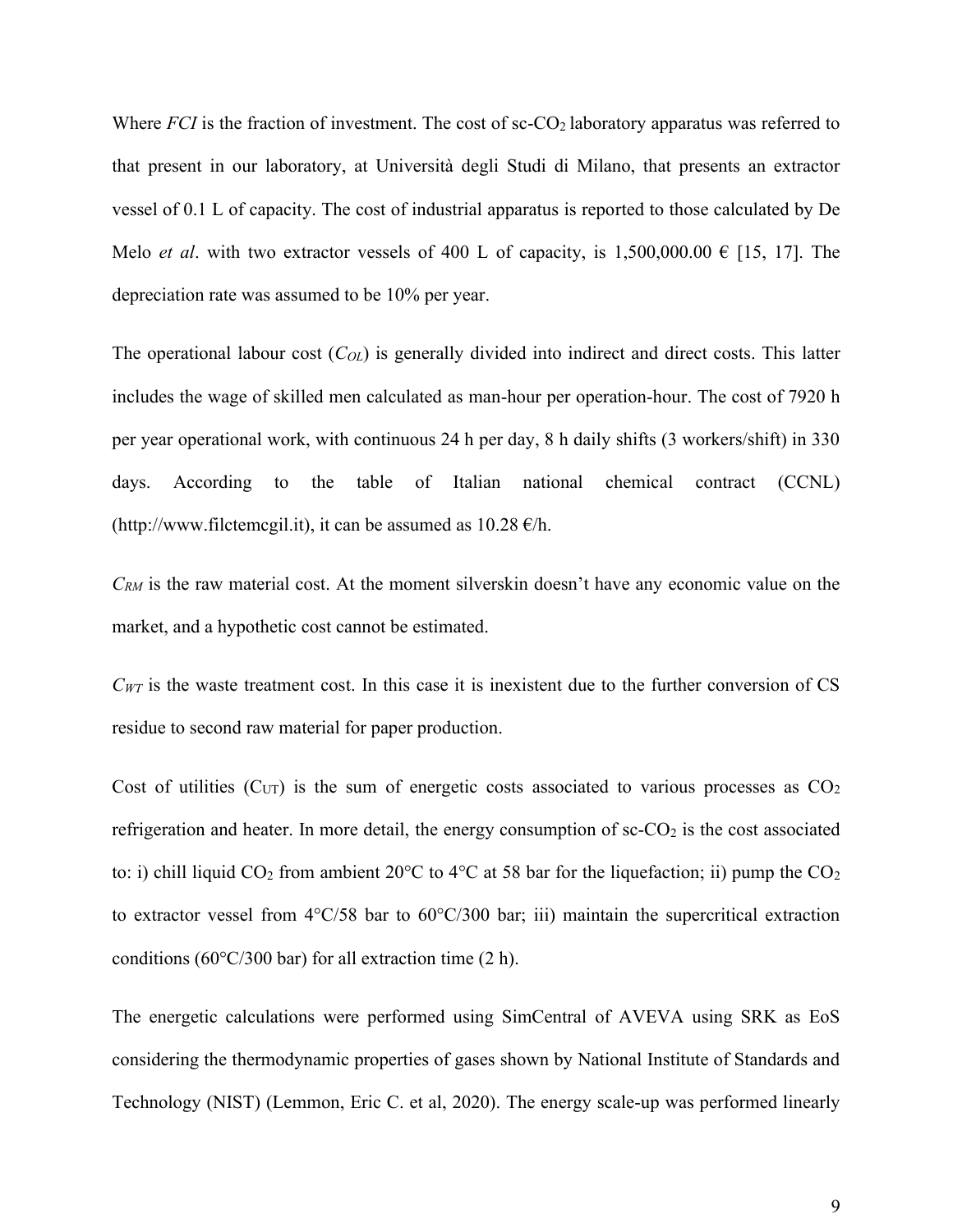Where *FCI* is the fraction of investment. The cost of sc-$CO_2$ laboratory apparatus was referred to that present in our laboratory, at Università degli Studi di Milano, that presents an extractor vessel of 0.1 L of capacity. The cost of industrial apparatus is reported to those calculated by De Melo *et al*. with two extractor vessels of 400 L of capacity, is 1,500,000.00 € [15, 17]. The depreciation rate was assumed to be 10% per year.

The operational labour cost ($C_{OL}$) is generally divided into indirect and direct costs. This latter includes the wage of skilled men calculated as man-hour per operation-hour. The cost of 7920 h per year operational work, with continuous 24 h per day, 8 h daily shifts (3 workers/shift) in 330 days. According to the table of Italian national chemical contract (CCNL) (http://www.filctemcgil.it), it can be assumed as 10.28 €/h.

$C_{RM}$ is the raw material cost. At the moment silverskin doesn't have any economic value on the market, and a hypothetic cost cannot be estimated.

$C_{WT}$ is the waste treatment cost. In this case it is inexistent due to the further conversion of CS residue to second raw material for paper production.

Cost of utilities ($C_{UT}$) is the sum of energetic costs associated to various processes as $CO_2$ refrigeration and heater. In more detail, the energy consumption of sc-$CO_2$ is the cost associated to: i) chill liquid $CO_2$ from ambient 20°C to 4°C at 58 bar for the liquefaction; ii) pump the $CO_2$ to extractor vessel from 4°C/58 bar to 60°C/300 bar; iii) maintain the supercritical extraction conditions (60°C/300 bar) for all extraction time (2 h).

The energetic calculations were performed using SimCentral of AVEVA using SRK as EoS considering the thermodynamic properties of gases shown by National Institute of Standards and Technology (NIST) (Lemmon, Eric C. et al, 2020). The energy scale-up was performed linearly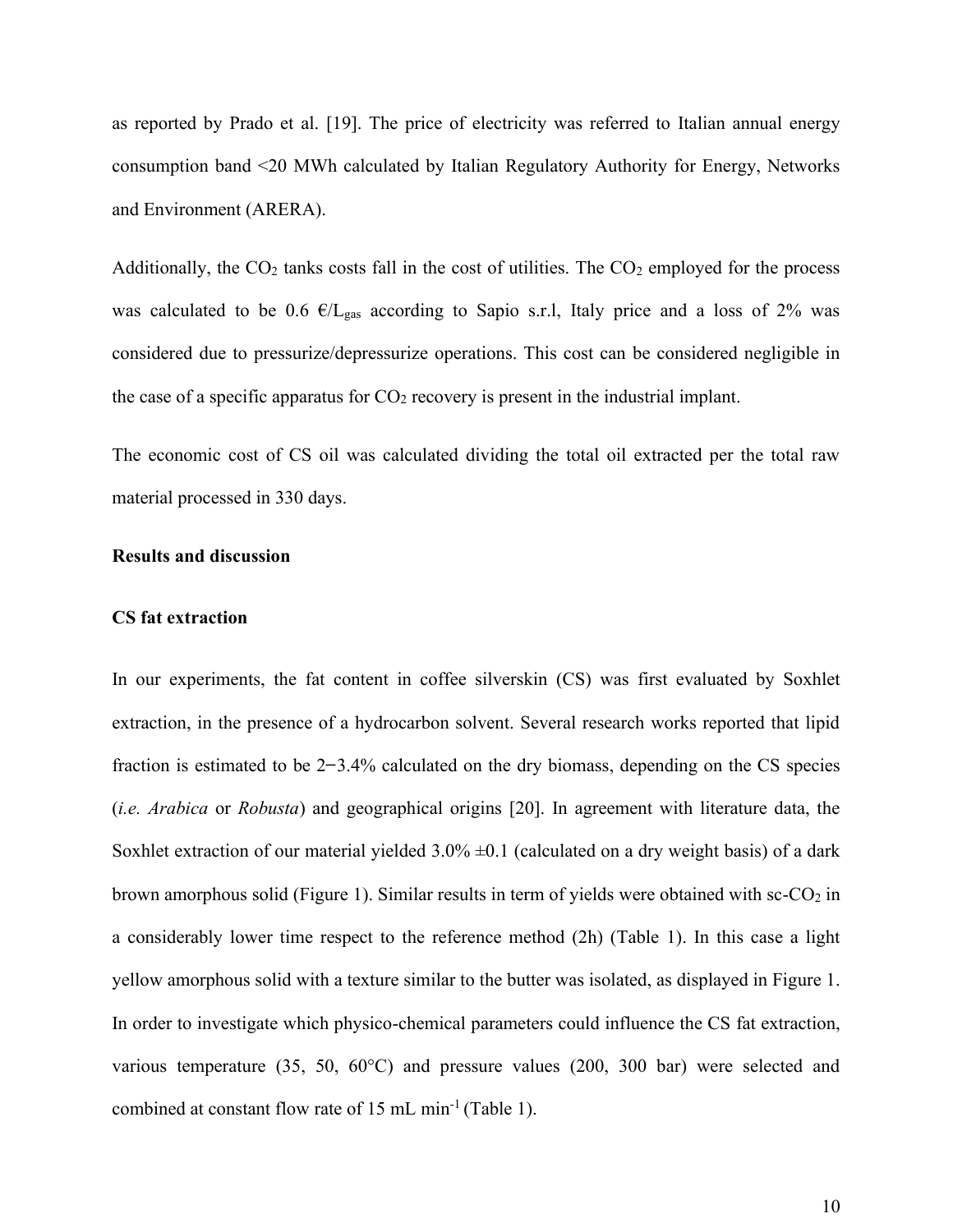as reported by Prado et al. [19]. The price of electricity was referred to Italian annual energy consumption band <20 MWh calculated by Italian Regulatory Authority for Energy, Networks and Environment (ARERA).

Additionally, the $CO_2$ tanks costs fall in the cost of utilities. The $CO_2$ employed for the process was calculated to be 0.6 €/$L_{gas}$ according to Sapio s.r.l, Italy price and a loss of 2% was considered due to pressurize/depressurize operations. This cost can be considered negligible in the case of a specific apparatus for $CO_2$ recovery is present in the industrial implant.

The economic cost of CS oil was calculated dividing the total oil extracted per the total raw material processed in 330 days.

## Results and discussion

### CS fat extraction

In our experiments, the fat content in coffee silverskin (CS) was first evaluated by Soxhlet extraction, in the presence of a hydrocarbon solvent. Several research works reported that lipid fraction is estimated to be 2−3.4% calculated on the dry biomass, depending on the CS species (*i.e. Arabica* or *Robusta*) and geographical origins [20]. In agreement with literature data, the Soxhlet extraction of our material yielded 3.0% ±0.1 (calculated on a dry weight basis) of a dark brown amorphous solid (Figure 1). Similar results in term of yields were obtained with sc-$CO_2$ in a considerably lower time respect to the reference method (2h) (Table 1). In this case a light yellow amorphous solid with a texture similar to the butter was isolated, as displayed in Figure 1. In order to investigate which physico-chemical parameters could influence the CS fat extraction, various temperature (35, 50, 60°C) and pressure values (200, 300 bar) were selected and combined at constant flow rate of 15 mL $min^{-1}$ (Table 1).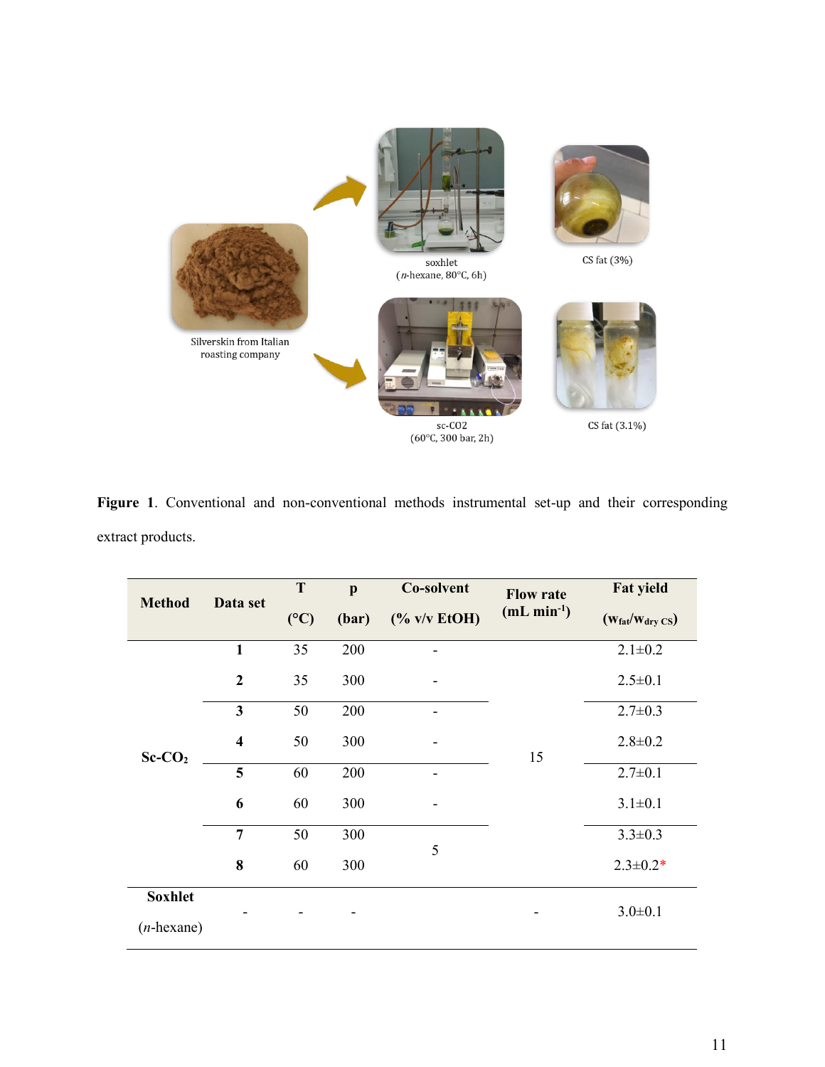Figure 1. Conventional and non-conventional methods instrumental set-up and their corresponding extract products.

| Method | Data set | T (°C) | p (bar) | Co-solvent (% v/v EtOH) | Flow rate (mL min$^{-1}$) | Fat yield ($w_{fat}/w_{dry\ CS}$) |
|---|---|---|---|---|---|---|
| Sc-$CO_2$ | **1** | 35 | 200 | - | 15 | 2.1±0.2 |
| | **2** | 35 | 300 | - | | 2.5±0.1 |
| | **3** | 50 | 200 | - | | 2.7±0.3 |
| | **4** | 50 | 300 | - | | 2.8±0.2 |
| | **5** | 60 | 200 | - | | 2.7±0.1 |
| | **6** | 60 | 300 | - | | 3.1±0.1 |
| | **7** | 50 | 300 | 5 | | 3.3±0.3 |
| | **8** | 60 | 300 | | | 2.3±0.2* |
| **Soxhlet** (*n*-hexane) | - | - | - | | - | 3.0±0.1 |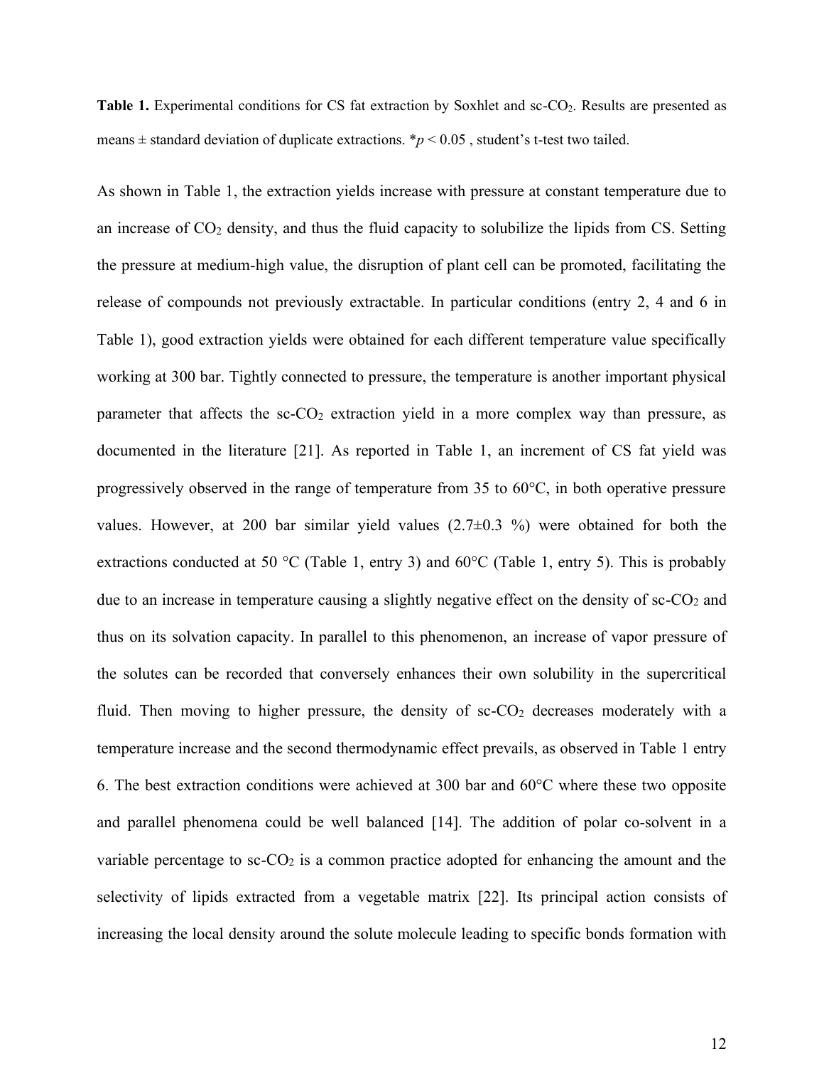**Table 1.** Experimental conditions for CS fat extraction by Soxhlet and sc-$CO_2$. Results are presented as means ± standard deviation of duplicate extractions. *$p < 0.05$ , student's t-test two tailed.

As shown in Table 1, the extraction yields increase with pressure at constant temperature due to an increase of $CO_2$ density, and thus the fluid capacity to solubilize the lipids from CS. Setting the pressure at medium-high value, the disruption of plant cell can be promoted, facilitating the release of compounds not previously extractable. In particular conditions (entry 2, 4 and 6 in Table 1), good extraction yields were obtained for each different temperature value specifically working at 300 bar. Tightly connected to pressure, the temperature is another important physical parameter that affects the sc-$CO_2$ extraction yield in a more complex way than pressure, as documented in the literature [21]. As reported in Table 1, an increment of CS fat yield was progressively observed in the range of temperature from 35 to 60°C, in both operative pressure values. However, at 200 bar similar yield values (2.7±0.3 %) were obtained for both the extractions conducted at 50 °C (Table 1, entry 3) and 60°C (Table 1, entry 5). This is probably due to an increase in temperature causing a slightly negative effect on the density of sc-$CO_2$ and thus on its solvation capacity. In parallel to this phenomenon, an increase of vapor pressure of the solutes can be recorded that conversely enhances their own solubility in the supercritical fluid. Then moving to higher pressure, the density of sc-$CO_2$ decreases moderately with a temperature increase and the second thermodynamic effect prevails, as observed in Table 1 entry 6. The best extraction conditions were achieved at 300 bar and 60°C where these two opposite and parallel phenomena could be well balanced [14]. The addition of polar co-solvent in a variable percentage to sc-$CO_2$ is a common practice adopted for enhancing the amount and the selectivity of lipids extracted from a vegetable matrix [22]. Its principal action consists of increasing the local density around the solute molecule leading to specific bonds formation with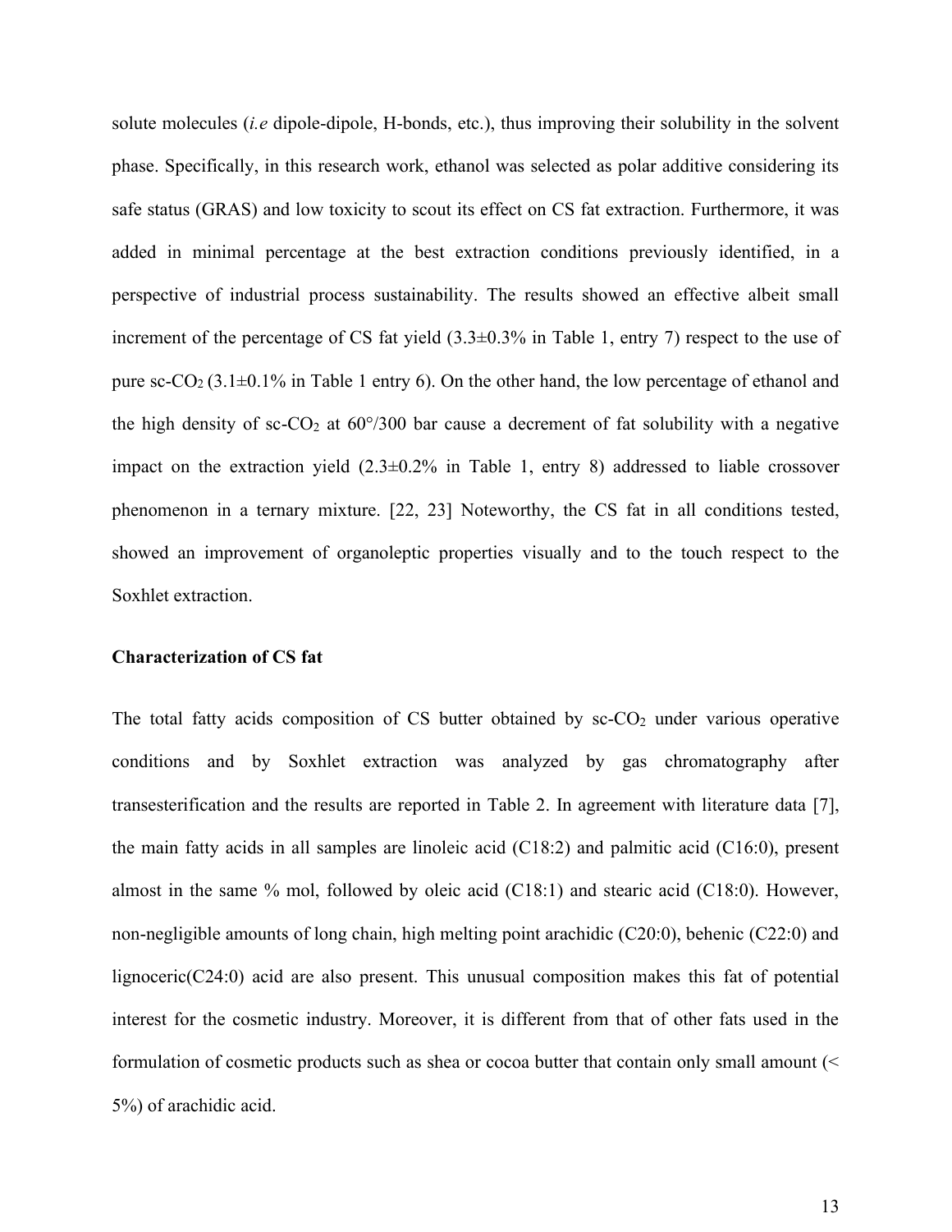solute molecules (*i.e* dipole-dipole, H-bonds, etc.), thus improving their solubility in the solvent phase. Specifically, in this research work, ethanol was selected as polar additive considering its safe status (GRAS) and low toxicity to scout its effect on CS fat extraction. Furthermore, it was added in minimal percentage at the best extraction conditions previously identified, in a perspective of industrial process sustainability. The results showed an effective albeit small increment of the percentage of CS fat yield (3.3±0.3% in Table 1, entry 7) respect to the use of pure sc-$CO_2$ (3.1±0.1% in Table 1 entry 6). On the other hand, the low percentage of ethanol and the high density of sc-$CO_2$ at 60°/300 bar cause a decrement of fat solubility with a negative impact on the extraction yield (2.3±0.2% in Table 1, entry 8) addressed to liable crossover phenomenon in a ternary mixture. [22, 23] Noteworthy, the CS fat in all conditions tested, showed an improvement of organoleptic properties visually and to the touch respect to the Soxhlet extraction.

**Characterization of CS fat**

The total fatty acids composition of CS butter obtained by sc-$CO_2$ under various operative conditions and by Soxhlet extraction was analyzed by gas chromatography after transesterification and the results are reported in Table 2. In agreement with literature data [7], the main fatty acids in all samples are linoleic acid (C18:2) and palmitic acid (C16:0), present almost in the same % mol, followed by oleic acid (C18:1) and stearic acid (C18:0). However, non-negligible amounts of long chain, high melting point arachidic (C20:0), behenic (C22:0) and lignoceric(C24:0) acid are also present. This unusual composition makes this fat of potential interest for the cosmetic industry. Moreover, it is different from that of other fats used in the formulation of cosmetic products such as shea or cocoa butter that contain only small amount (< 5%) of arachidic acid.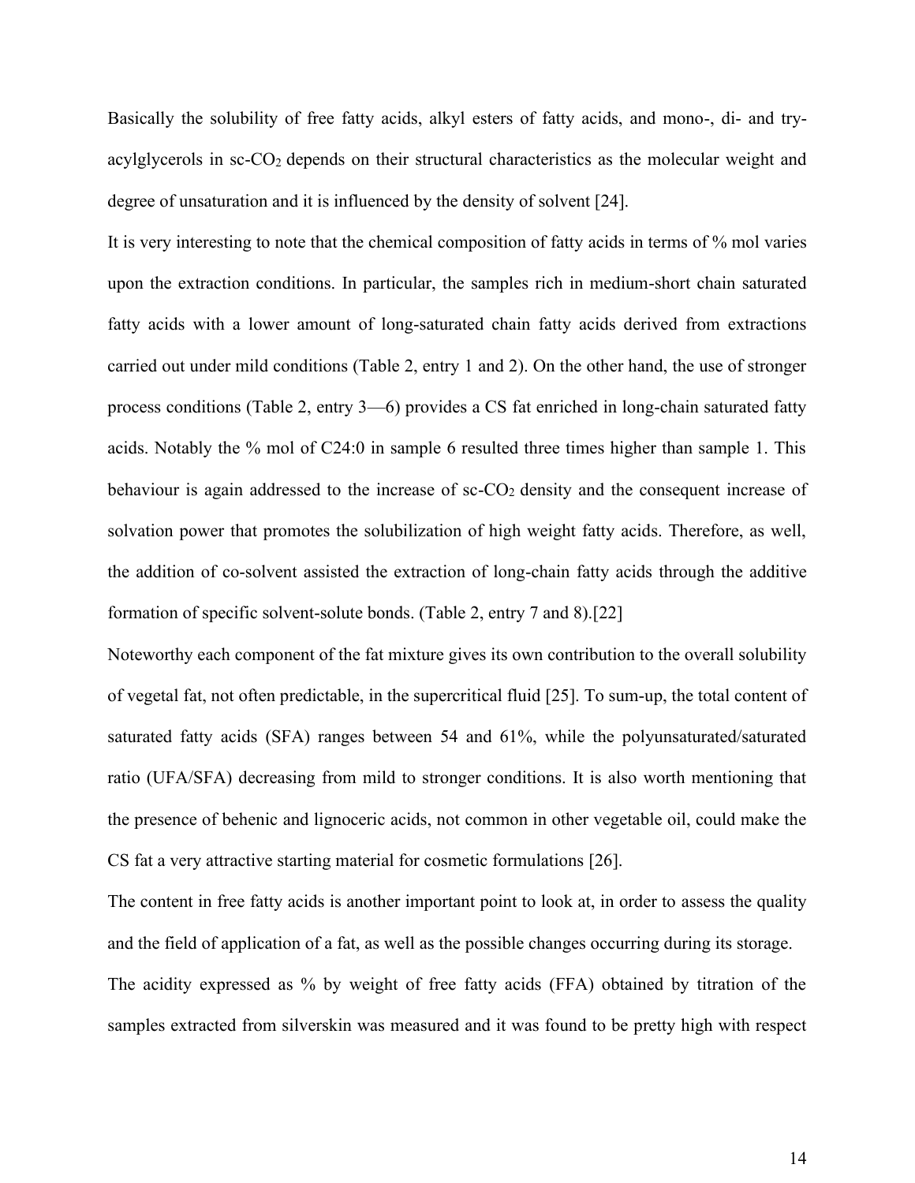Basically the solubility of free fatty acids, alkyl esters of fatty acids, and mono-, di- and try-acylglycerols in sc-$CO_2$ depends on their structural characteristics as the molecular weight and degree of unsaturation and it is influenced by the density of solvent [24].

It is very interesting to note that the chemical composition of fatty acids in terms of % mol varies upon the extraction conditions. In particular, the samples rich in medium-short chain saturated fatty acids with a lower amount of long-saturated chain fatty acids derived from extractions carried out under mild conditions (Table 2, entry 1 and 2). On the other hand, the use of stronger process conditions (Table 2, entry 3—6) provides a CS fat enriched in long-chain saturated fatty acids. Notably the % mol of C24:0 in sample 6 resulted three times higher than sample 1. This behaviour is again addressed to the increase of sc-$CO_2$ density and the consequent increase of solvation power that promotes the solubilization of high weight fatty acids. Therefore, as well, the addition of co-solvent assisted the extraction of long-chain fatty acids through the additive formation of specific solvent-solute bonds. (Table 2, entry 7 and 8).[22]

Noteworthy each component of the fat mixture gives its own contribution to the overall solubility of vegetal fat, not often predictable, in the supercritical fluid [25]. To sum-up, the total content of saturated fatty acids (SFA) ranges between 54 and 61%, while the polyunsaturated/saturated ratio (UFA/SFA) decreasing from mild to stronger conditions. It is also worth mentioning that the presence of behenic and lignoceric acids, not common in other vegetable oil, could make the CS fat a very attractive starting material for cosmetic formulations [26].

The content in free fatty acids is another important point to look at, in order to assess the quality and the field of application of a fat, as well as the possible changes occurring during its storage.

The acidity expressed as % by weight of free fatty acids (FFA) obtained by titration of the samples extracted from silverskin was measured and it was found to be pretty high with respect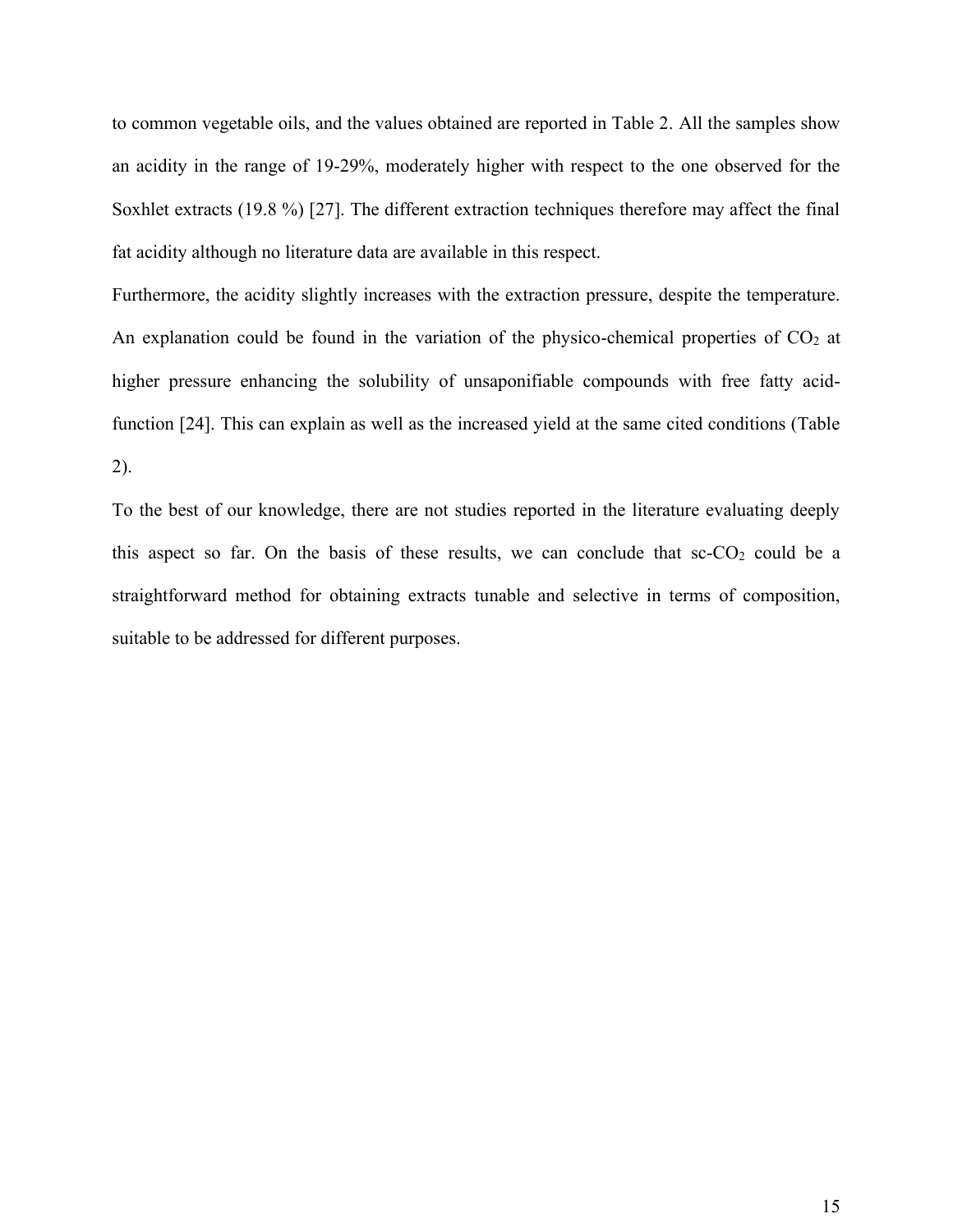to common vegetable oils, and the values obtained are reported in Table 2. All the samples show an acidity in the range of 19-29%, moderately higher with respect to the one observed for the Soxhlet extracts (19.8 %) [27]. The different extraction techniques therefore may affect the final fat acidity although no literature data are available in this respect.

Furthermore, the acidity slightly increases with the extraction pressure, despite the temperature. An explanation could be found in the variation of the physico-chemical properties of $CO_2$ at higher pressure enhancing the solubility of unsaponifiable compounds with free fatty acid-function [24]. This can explain as well as the increased yield at the same cited conditions (Table 2).

To the best of our knowledge, there are not studies reported in the literature evaluating deeply this aspect so far. On the basis of these results, we can conclude that sc-$CO_2$ could be a straightforward method for obtaining extracts tunable and selective in terms of composition, suitable to be addressed for different purposes.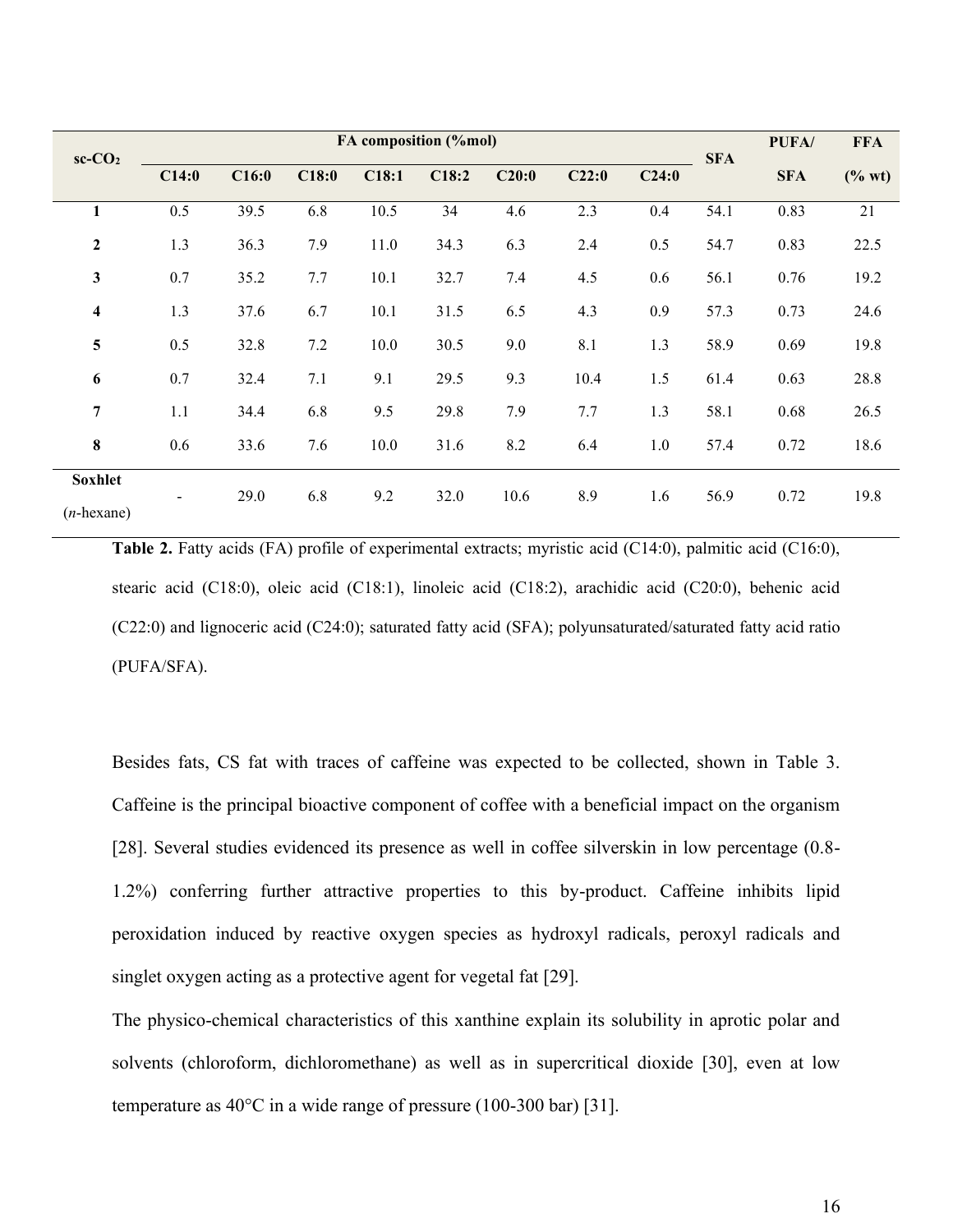| sc-$CO_2$ | FA composition (%mol) | | | | | | | | SFA | PUFA/ | FFA |
|---|---|---|---|---|---|---|---|---|---|---|---|
| | C14:0 | C16:0 | C18:0 | C18:1 | C18:2 | C20:0 | C22:0 | C24:0 | | SFA | (% wt) |
| **1** | 0.5 | 39.5 | 6.8 | 10.5 | 34 | 4.6 | 2.3 | 0.4 | 54.1 | 0.83 | 21 |
| **2** | 1.3 | 36.3 | 7.9 | 11.0 | 34.3 | 6.3 | 2.4 | 0.5 | 54.7 | 0.83 | 22.5 |
| **3** | 0.7 | 35.2 | 7.7 | 10.1 | 32.7 | 7.4 | 4.5 | 0.6 | 56.1 | 0.76 | 19.2 |
| **4** | 1.3 | 37.6 | 6.7 | 10.1 | 31.5 | 6.5 | 4.3 | 0.9 | 57.3 | 0.73 | 24.6 |
| **5** | 0.5 | 32.8 | 7.2 | 10.0 | 30.5 | 9.0 | 8.1 | 1.3 | 58.9 | 0.69 | 19.8 |
| **6** | 0.7 | 32.4 | 7.1 | 9.1 | 29.5 | 9.3 | 10.4 | 1.5 | 61.4 | 0.63 | 28.8 |
| **7** | 1.1 | 34.4 | 6.8 | 9.5 | 29.8 | 7.9 | 7.7 | 1.3 | 58.1 | 0.68 | 26.5 |
| **8** | 0.6 | 33.6 | 7.6 | 10.0 | 31.6 | 8.2 | 6.4 | 1.0 | 57.4 | 0.72 | 18.6 |
| **Soxhlet** (*n*-hexane) | - | 29.0 | 6.8 | 9.2 | 32.0 | 10.6 | 8.9 | 1.6 | 56.9 | 0.72 | 19.8 |

**Table 2.** Fatty acids (FA) profile of experimental extracts; myristic acid (C14:0), palmitic acid (C16:0), stearic acid (C18:0), oleic acid (C18:1), linoleic acid (C18:2), arachidic acid (C20:0), behenic acid (C22:0) and lignoceric acid (C24:0); saturated fatty acid (SFA); polyunsaturated/saturated fatty acid ratio (PUFA/SFA).

Besides fats, CS fat with traces of caffeine was expected to be collected, shown in Table 3. Caffeine is the principal bioactive component of coffee with a beneficial impact on the organism [28]. Several studies evidenced its presence as well in coffee silverskin in low percentage (0.8-1.2%) conferring further attractive properties to this by-product. Caffeine inhibits lipid peroxidation induced by reactive oxygen species as hydroxyl radicals, peroxyl radicals and singlet oxygen acting as a protective agent for vegetal fat [29].

The physico-chemical characteristics of this xanthine explain its solubility in aprotic polar and solvents (chloroform, dichloromethane) as well as in supercritical dioxide [30], even at low temperature as 40°C in a wide range of pressure (100-300 bar) [31].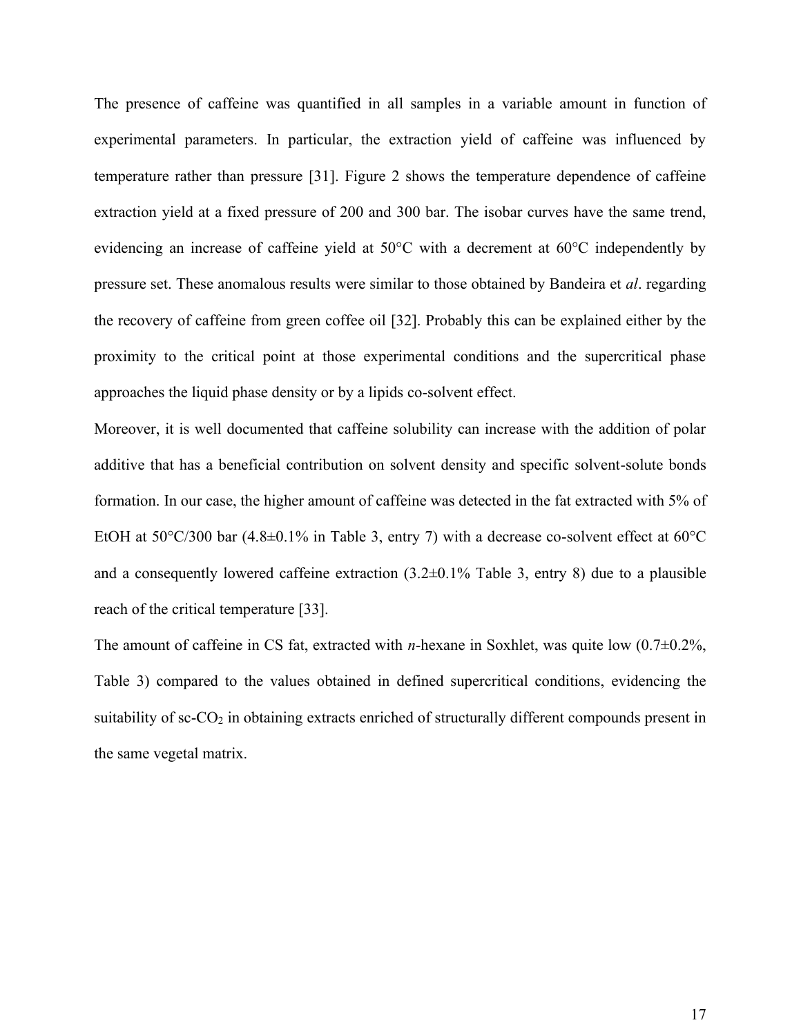The presence of caffeine was quantified in all samples in a variable amount in function of experimental parameters. In particular, the extraction yield of caffeine was influenced by temperature rather than pressure [31]. Figure 2 shows the temperature dependence of caffeine extraction yield at a fixed pressure of 200 and 300 bar. The isobar curves have the same trend, evidencing an increase of caffeine yield at 50°C with a decrement at 60°C independently by pressure set. These anomalous results were similar to those obtained by Bandeira et *al*. regarding the recovery of caffeine from green coffee oil [32]. Probably this can be explained either by the proximity to the critical point at those experimental conditions and the supercritical phase approaches the liquid phase density or by a lipids co-solvent effect.

Moreover, it is well documented that caffeine solubility can increase with the addition of polar additive that has a beneficial contribution on solvent density and specific solvent-solute bonds formation. In our case, the higher amount of caffeine was detected in the fat extracted with 5% of EtOH at 50°C/300 bar (4.8±0.1% in Table 3, entry 7) with a decrease co-solvent effect at 60°C and a consequently lowered caffeine extraction (3.2±0.1% Table 3, entry 8) due to a plausible reach of the critical temperature [33].

The amount of caffeine in CS fat, extracted with *n*-hexane in Soxhlet, was quite low (0.7±0.2%, Table 3) compared to the values obtained in defined supercritical conditions, evidencing the suitability of sc-$CO_2$ in obtaining extracts enriched of structurally different compounds present in the same vegetal matrix.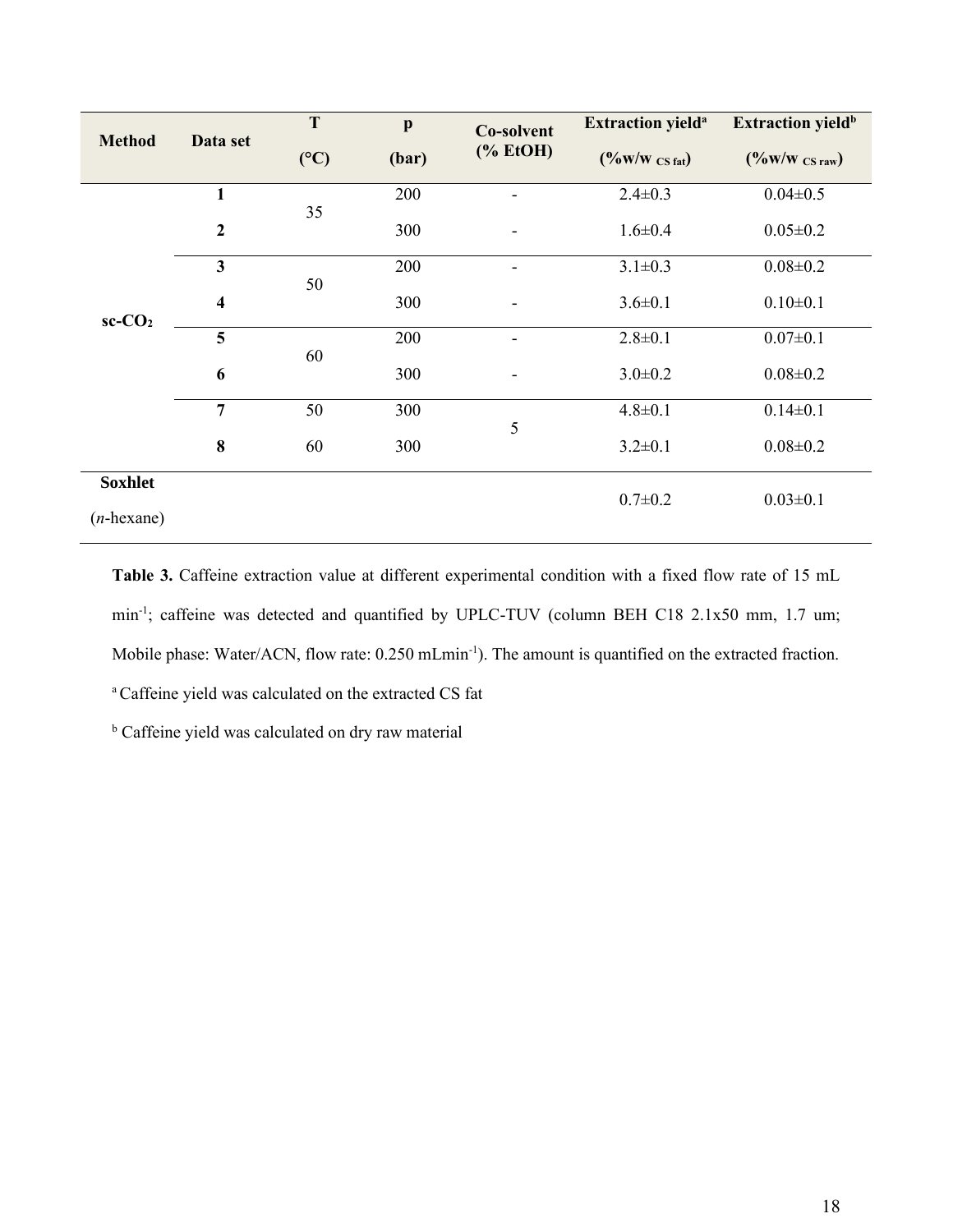| Method | Data set | T (°C) | p (bar) | Co-solvent (% EtOH) | Extraction yield[a] (%w/w $_{CS\ fat}$) | Extraction yield[b] (%w/w $_{CS\ raw}$) |
|---|---|---|---|---|---|---|
| sc-$CO_2$ | 1 | 35 | 200 | - | 2.4±0.3 | 0.04±0.5 |
| | 2 | | 300 | - | 1.6±0.4 | 0.05±0.2 |
| | 3 | 50 | 200 | - | 3.1±0.3 | 0.08±0.2 |
| | 4 | | 300 | - | 3.6±0.1 | 0.10±0.1 |
| | 5 | 60 | 200 | - | 2.8±0.1 | 0.07±0.1 |
| | 6 | | 300 | - | 3.0±0.2 | 0.08±0.2 |
| | 7 | 50 | 300 | 5 | 4.8±0.1 | 0.14±0.1 |
| | 8 | 60 | 300 | | 3.2±0.1 | 0.08±0.2 |
| Soxhlet (*n*-hexane) | | | | | 0.7±0.2 | 0.03±0.1 |

**Table 3.** Caffeine extraction value at different experimental condition with a fixed flow rate of 15 mL min$^{-1}$; caffeine was detected and quantified by UPLC-TUV (column BEH C18 2.1x50 mm, 1.7 um; Mobile phase: Water/ACN, flow rate: 0.250 mLmin$^{-1}$). The amount is quantified on the extracted fraction.

[a] Caffeine yield was calculated on the extracted CS fat

[b] Caffeine yield was calculated on dry raw material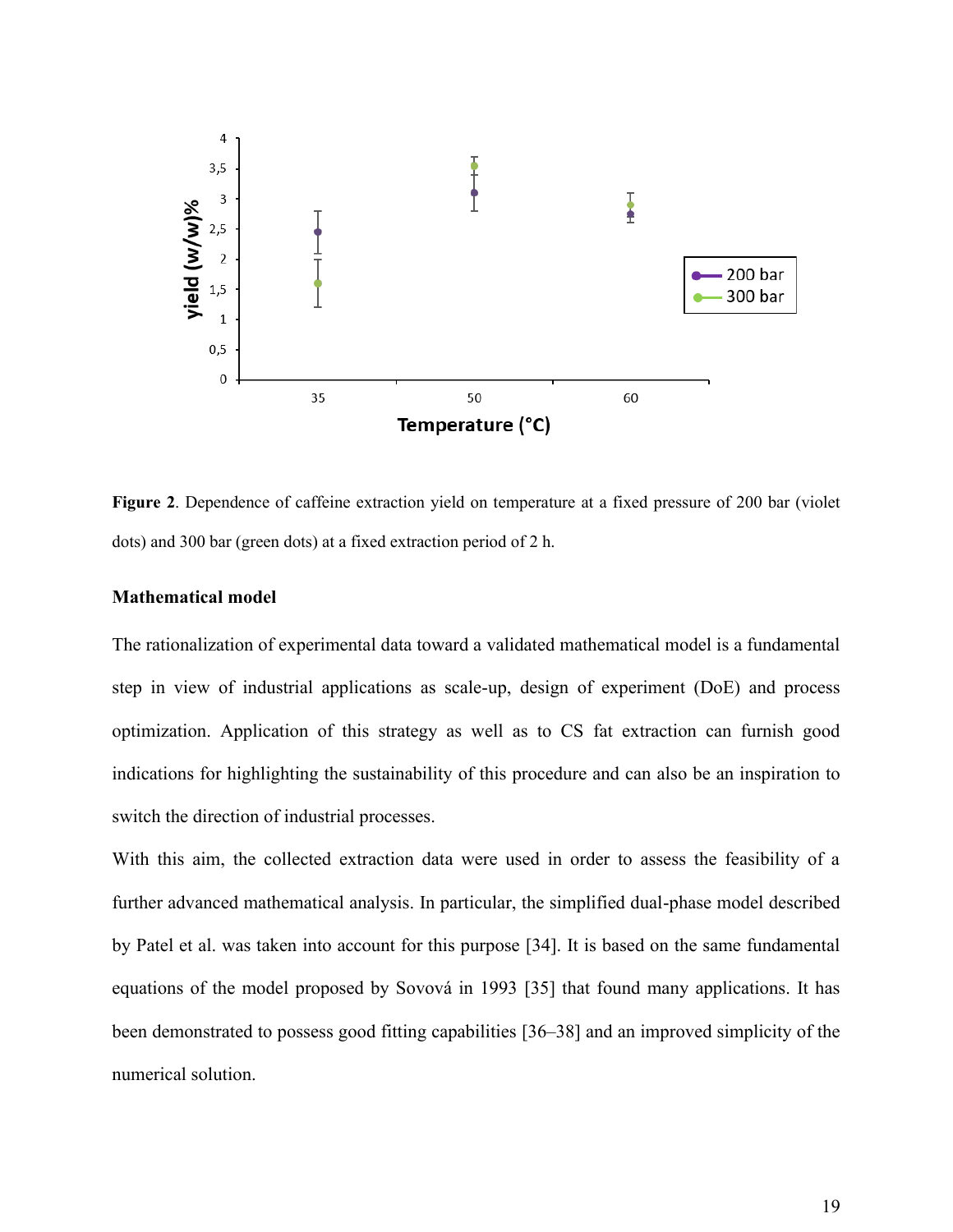**Figure 2**. Dependence of caffeine extraction yield on temperature at a fixed pressure of 200 bar (violet dots) and 300 bar (green dots) at a fixed extraction period of 2 h.

**Mathematical model**

The rationalization of experimental data toward a validated mathematical model is a fundamental step in view of industrial applications as scale-up, design of experiment (DoE) and process optimization. Application of this strategy as well as to CS fat extraction can furnish good indications for highlighting the sustainability of this procedure and can also be an inspiration to switch the direction of industrial processes.

With this aim, the collected extraction data were used in order to assess the feasibility of a further advanced mathematical analysis. In particular, the simplified dual-phase model described by Patel et al. was taken into account for this purpose [34]. It is based on the same fundamental equations of the model proposed by Sovová in 1993 [35] that found many applications. It has been demonstrated to possess good fitting capabilities [36–38] and an improved simplicity of the numerical solution.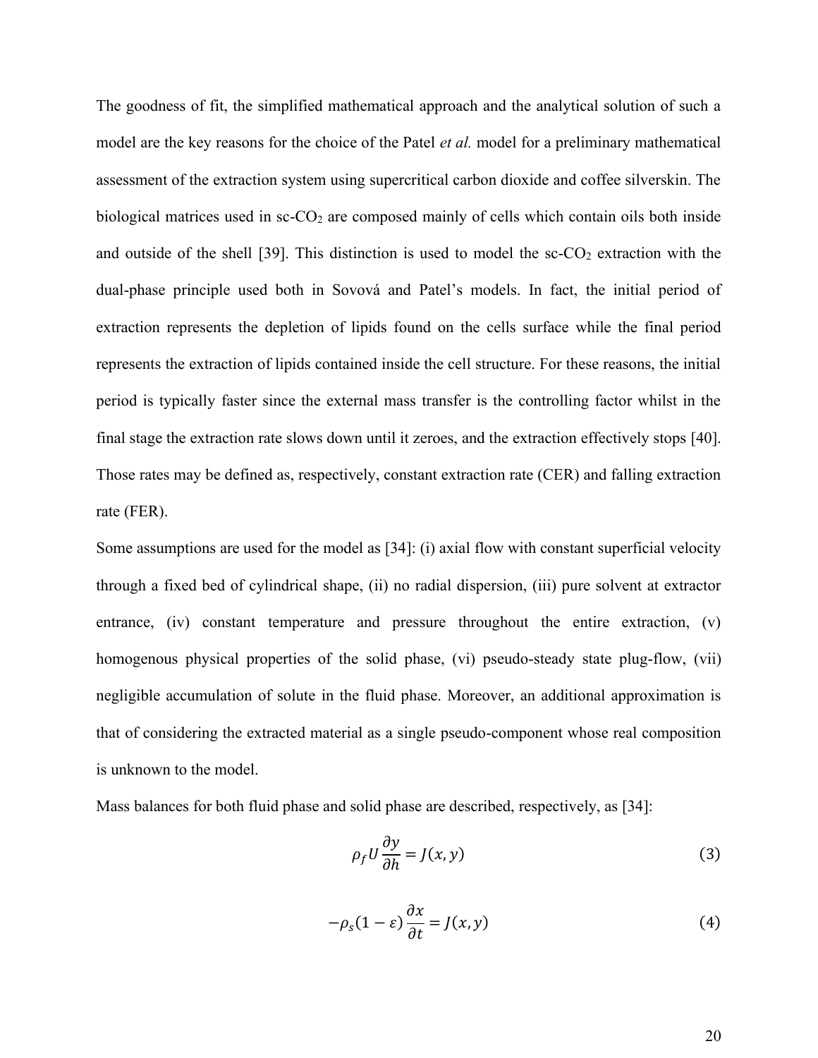The goodness of fit, the simplified mathematical approach and the analytical solution of such a model are the key reasons for the choice of the Patel *et al.* model for a preliminary mathematical assessment of the extraction system using supercritical carbon dioxide and coffee silverskin. The biological matrices used in sc-$CO_2$ are composed mainly of cells which contain oils both inside and outside of the shell [39]. This distinction is used to model the sc-$CO_2$ extraction with the dual-phase principle used both in Sovová and Patel's models. In fact, the initial period of extraction represents the depletion of lipids found on the cells surface while the final period represents the extraction of lipids contained inside the cell structure. For these reasons, the initial period is typically faster since the external mass transfer is the controlling factor whilst in the final stage the extraction rate slows down until it zeroes, and the extraction effectively stops [40]. Those rates may be defined as, respectively, constant extraction rate (CER) and falling extraction rate (FER).

Some assumptions are used for the model as [34]: (i) axial flow with constant superficial velocity through a fixed bed of cylindrical shape, (ii) no radial dispersion, (iii) pure solvent at extractor entrance, (iv) constant temperature and pressure throughout the entire extraction, (v) homogenous physical properties of the solid phase, (vi) pseudo-steady state plug-flow, (vii) negligible accumulation of solute in the fluid phase. Moreover, an additional approximation is that of considering the extracted material as a single pseudo-component whose real composition is unknown to the model.

Mass balances for both fluid phase and solid phase are described, respectively, as [34]:

$$\rho_f U \frac{\partial y}{\partial h} = J(x, y) \tag{3}$$

$$-\rho_s (1 - \varepsilon) \frac{\partial x}{\partial t} = J(x, y) \tag{4}$$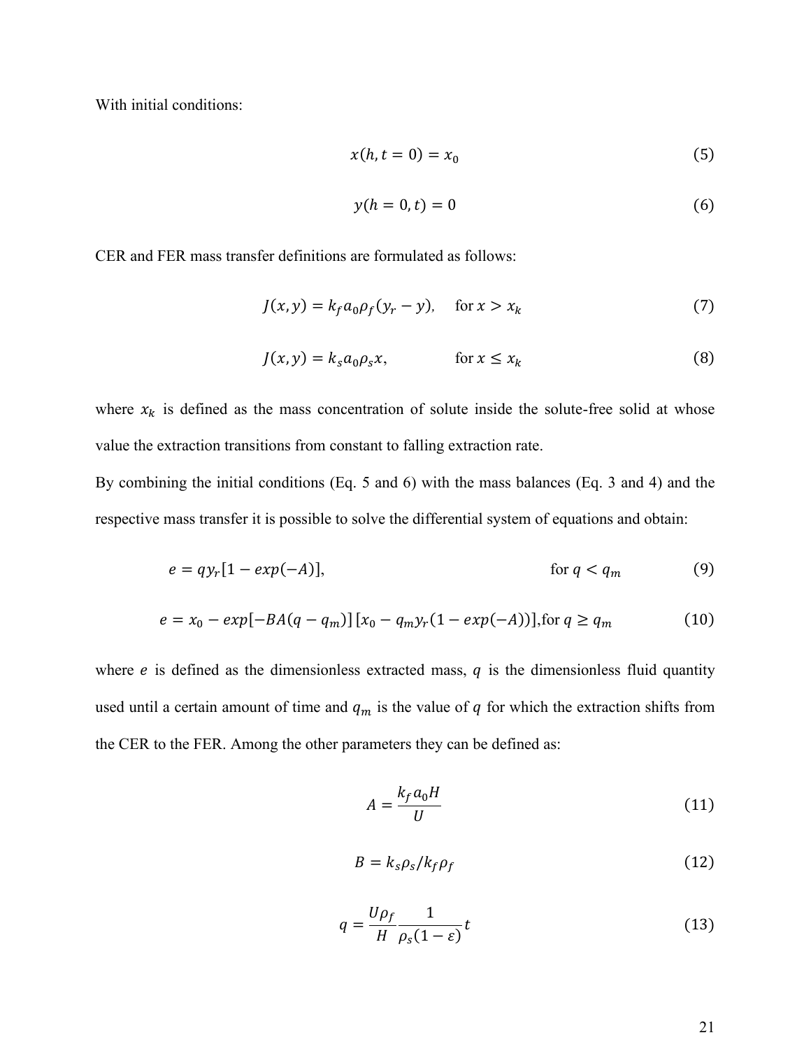With initial conditions:

$$x(h, t = 0) = x_0 \tag{5}$$

$$y(h = 0, t) = 0 \tag{6}$$

CER and FER mass transfer definitions are formulated as follows:

$$J(x, y) = k_f a_0 \rho_f (y_r - y), \quad \text{for } x > x_k \tag{7}$$

$$J(x, y) = k_s a_0 \rho_s x, \quad \text{for } x \leq x_k \tag{8}$$

where $x_k$ is defined as the mass concentration of solute inside the solute-free solid at whose value the extraction transitions from constant to falling extraction rate.

By combining the initial conditions (Eq. 5 and 6) with the mass balances (Eq. 3 and 4) and the respective mass transfer it is possible to solve the differential system of equations and obtain:

$$e = q y_r [1 - exp(-A)], \quad \text{for } q < q_m \tag{9}$$

$$e = x_0 - exp[-BA(q - q_m)]\,[x_0 - q_m y_r (1 - exp(-A))], \text{for } q \geq q_m \tag{10}$$

where $e$ is defined as the dimensionless extracted mass, $q$ is the dimensionless fluid quantity used until a certain amount of time and $q_m$ is the value of $q$ for which the extraction shifts from the CER to the FER. Among the other parameters they can be defined as:

$$A = \frac{k_f a_0 H}{U} \tag{11}$$

$$B = k_s \rho_s / k_f \rho_f \tag{12}$$

$$q = \frac{U \rho_f}{H} \frac{1}{\rho_s (1 - \varepsilon)} t \tag{13}$$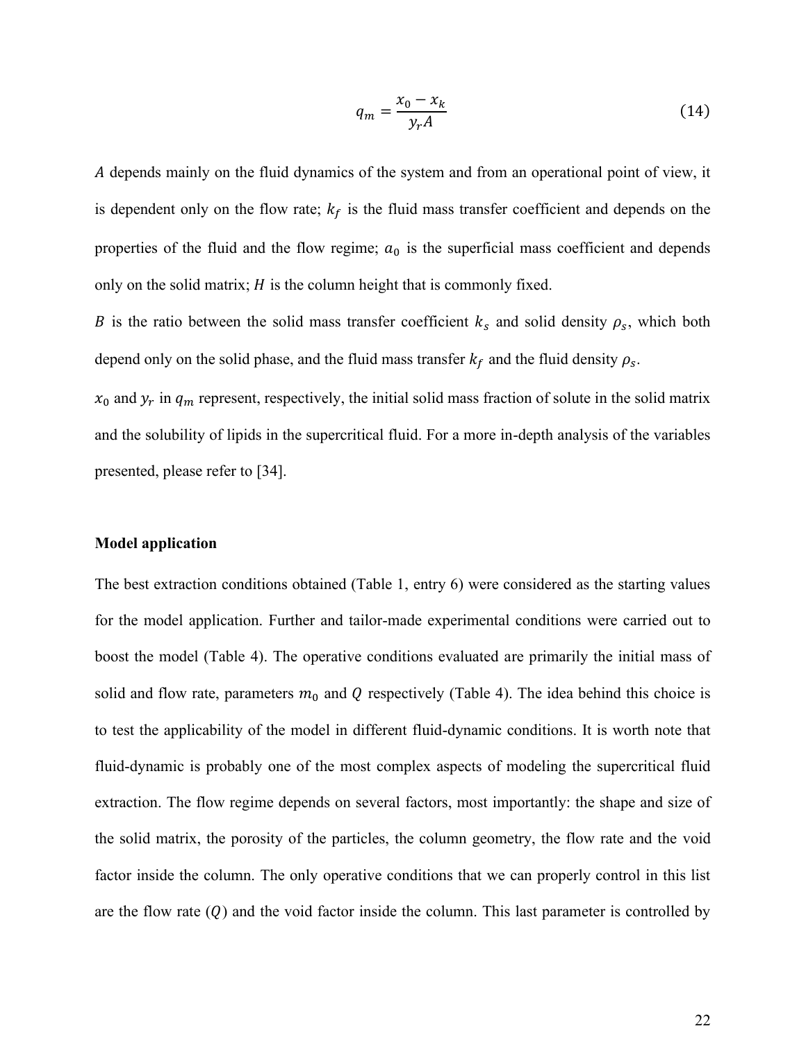$$q_m = \frac{x_0 - x_k}{y_r A} \tag{14}$$

$A$ depends mainly on the fluid dynamics of the system and from an operational point of view, it is dependent only on the flow rate; $k_f$ is the fluid mass transfer coefficient and depends on the properties of the fluid and the flow regime; $a_0$ is the superficial mass coefficient and depends only on the solid matrix; $H$ is the column height that is commonly fixed.

$B$ is the ratio between the solid mass transfer coefficient $k_s$ and solid density $\rho_s$, which both depend only on the solid phase, and the fluid mass transfer $k_f$ and the fluid density $\rho_s$.

$x_0$ and $y_r$ in $q_m$ represent, respectively, the initial solid mass fraction of solute in the solid matrix and the solubility of lipids in the supercritical fluid. For a more in-depth analysis of the variables presented, please refer to [34].

**Model application**

The best extraction conditions obtained (Table 1, entry 6) were considered as the starting values for the model application. Further and tailor-made experimental conditions were carried out to boost the model (Table 4). The operative conditions evaluated are primarily the initial mass of solid and flow rate, parameters $m_0$ and $Q$ respectively (Table 4). The idea behind this choice is to test the applicability of the model in different fluid-dynamic conditions. It is worth note that fluid-dynamic is probably one of the most complex aspects of modeling the supercritical fluid extraction. The flow regime depends on several factors, most importantly: the shape and size of the solid matrix, the porosity of the particles, the column geometry, the flow rate and the void factor inside the column. The only operative conditions that we can properly control in this list are the flow rate ($Q$) and the void factor inside the column. This last parameter is controlled by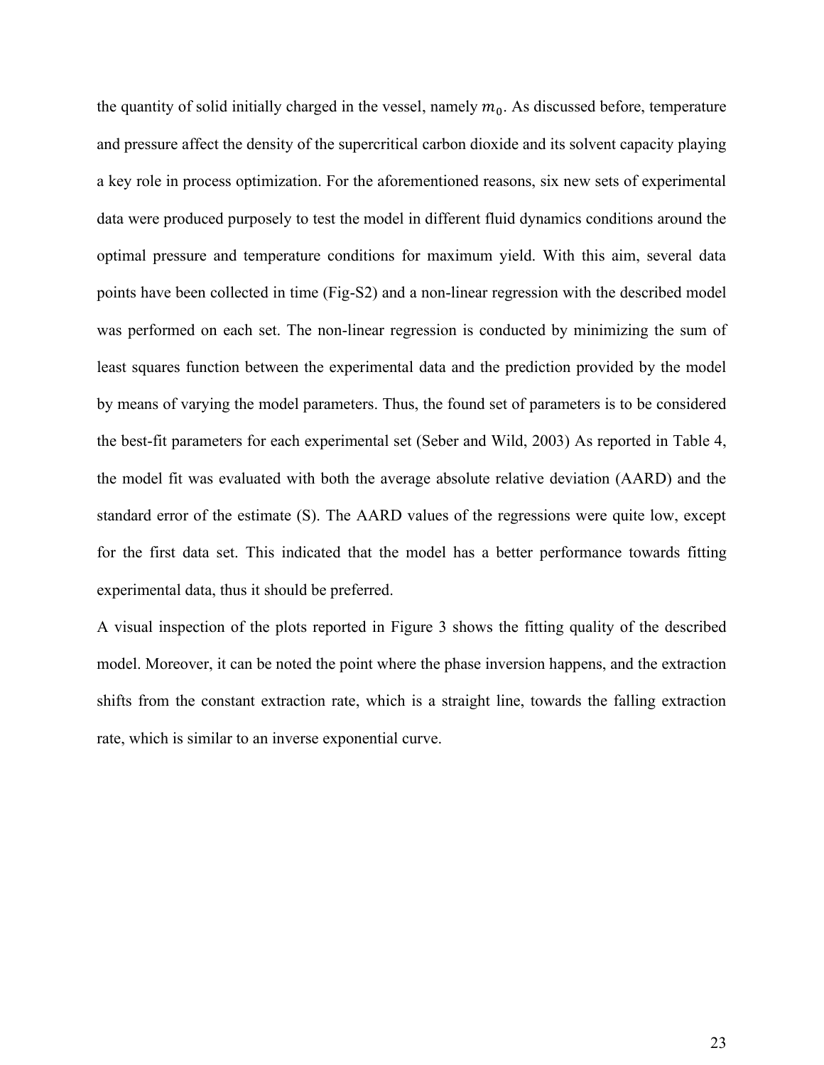the quantity of solid initially charged in the vessel, namely $m_0$. As discussed before, temperature and pressure affect the density of the supercritical carbon dioxide and its solvent capacity playing a key role in process optimization. For the aforementioned reasons, six new sets of experimental data were produced purposely to test the model in different fluid dynamics conditions around the optimal pressure and temperature conditions for maximum yield. With this aim, several data points have been collected in time (Fig-S2) and a non-linear regression with the described model was performed on each set. The non-linear regression is conducted by minimizing the sum of least squares function between the experimental data and the prediction provided by the model by means of varying the model parameters. Thus, the found set of parameters is to be considered the best-fit parameters for each experimental set (Seber and Wild, 2003) As reported in Table 4, the model fit was evaluated with both the average absolute relative deviation (AARD) and the standard error of the estimate (S). The AARD values of the regressions were quite low, except for the first data set. This indicated that the model has a better performance towards fitting experimental data, thus it should be preferred.

A visual inspection of the plots reported in Figure 3 shows the fitting quality of the described model. Moreover, it can be noted the point where the phase inversion happens, and the extraction shifts from the constant extraction rate, which is a straight line, towards the falling extraction rate, which is similar to an inverse exponential curve.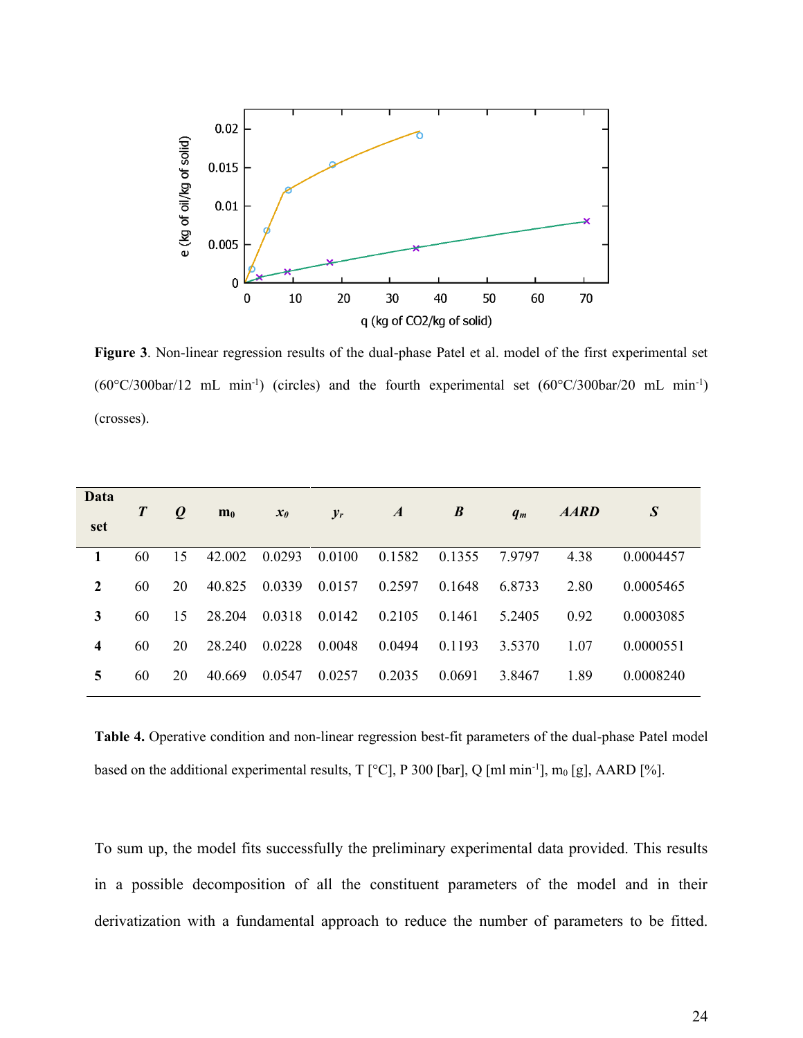**Figure 3**. Non-linear regression results of the dual-phase Patel et al. model of the first experimental set (60°C/300bar/12 mL min$^{-1}$) (circles) and the fourth experimental set (60°C/300bar/20 mL min$^{-1}$) (crosses).

| Data set | $T$ | $Q$ | $m_0$ | $x_0$ | $y_r$ | $A$ | $B$ | $q_m$ | $AARD$ | $S$ |
|---|---|---|---|---|---|---|---|---|---|---|
| **1** | 60 | 15 | 42.002 | 0.0293 | 0.0100 | 0.1582 | 0.1355 | 7.9797 | 4.38 | 0.0004457 |
| **2** | 60 | 20 | 40.825 | 0.0339 | 0.0157 | 0.2597 | 0.1648 | 6.8733 | 2.80 | 0.0005465 |
| **3** | 60 | 15 | 28.204 | 0.0318 | 0.0142 | 0.2105 | 0.1461 | 5.2405 | 0.92 | 0.0003085 |
| **4** | 60 | 20 | 28.240 | 0.0228 | 0.0048 | 0.0494 | 0.1193 | 3.5370 | 1.07 | 0.0000551 |
| **5** | 60 | 20 | 40.669 | 0.0547 | 0.0257 | 0.2035 | 0.0691 | 3.8467 | 1.89 | 0.0008240 |

**Table 4.** Operative condition and non-linear regression best-fit parameters of the dual-phase Patel model based on the additional experimental results, T [°C], P 300 [bar], Q [ml min$^{-1}$], $m_0$ [g], AARD [%].

To sum up, the model fits successfully the preliminary experimental data provided. This results in a possible decomposition of all the constituent parameters of the model and in their derivatization with a fundamental approach to reduce the number of parameters to be fitted.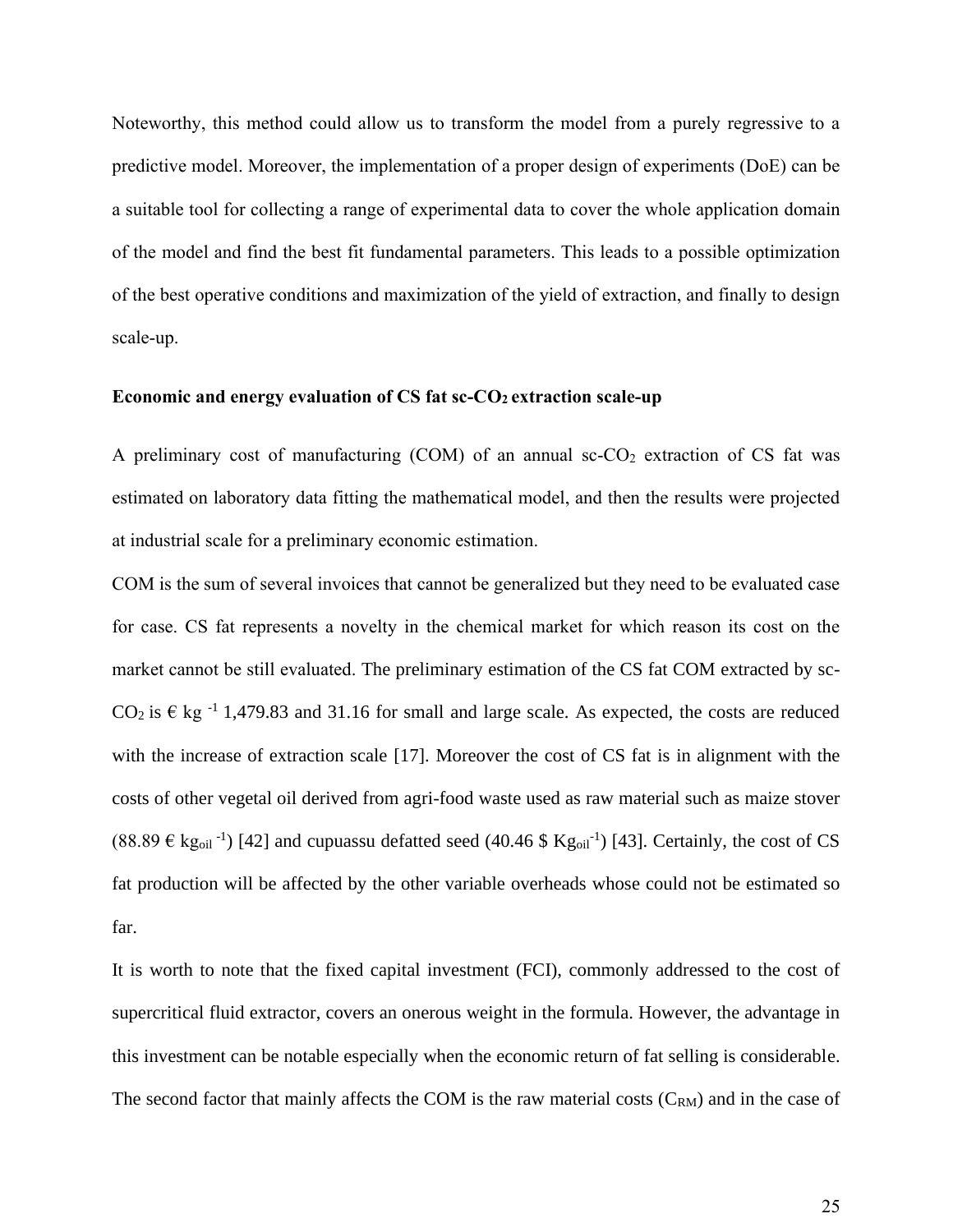Noteworthy, this method could allow us to transform the model from a purely regressive to a predictive model. Moreover, the implementation of a proper design of experiments (DoE) can be a suitable tool for collecting a range of experimental data to cover the whole application domain of the model and find the best fit fundamental parameters. This leads to a possible optimization of the best operative conditions and maximization of the yield of extraction, and finally to design scale-up.

**Economic and energy evaluation of CS fat sc-$CO_2$ extraction scale-up**

A preliminary cost of manufacturing (COM) of an annual sc-$CO_2$ extraction of CS fat was estimated on laboratory data fitting the mathematical model, and then the results were projected at industrial scale for a preliminary economic estimation.

COM is the sum of several invoices that cannot be generalized but they need to be evaluated case for case. CS fat represents a novelty in the chemical market for which reason its cost on the market cannot be still evaluated. The preliminary estimation of the CS fat COM extracted by sc-$CO_2$ is € $kg^{-1}$ 1,479.83 and 31.16 for small and large scale. As expected, the costs are reduced with the increase of extraction scale [17]. Moreover the cost of CS fat is in alignment with the costs of other vegetal oil derived from agri-food waste used as raw material such as maize stover (88.89 € $kg_{oil}^{-1}$) [42] and cupuassu defatted seed (40.46 \$ $Kg_{oil}^{-1}$) [43]. Certainly, the cost of CS fat production will be affected by the other variable overheads whose could not be estimated so far.

It is worth to note that the fixed capital investment (FCI), commonly addressed to the cost of supercritical fluid extractor, covers an onerous weight in the formula. However, the advantage in this investment can be notable especially when the economic return of fat selling is considerable. The second factor that mainly affects the COM is the raw material costs ($C_{RM}$) and in the case of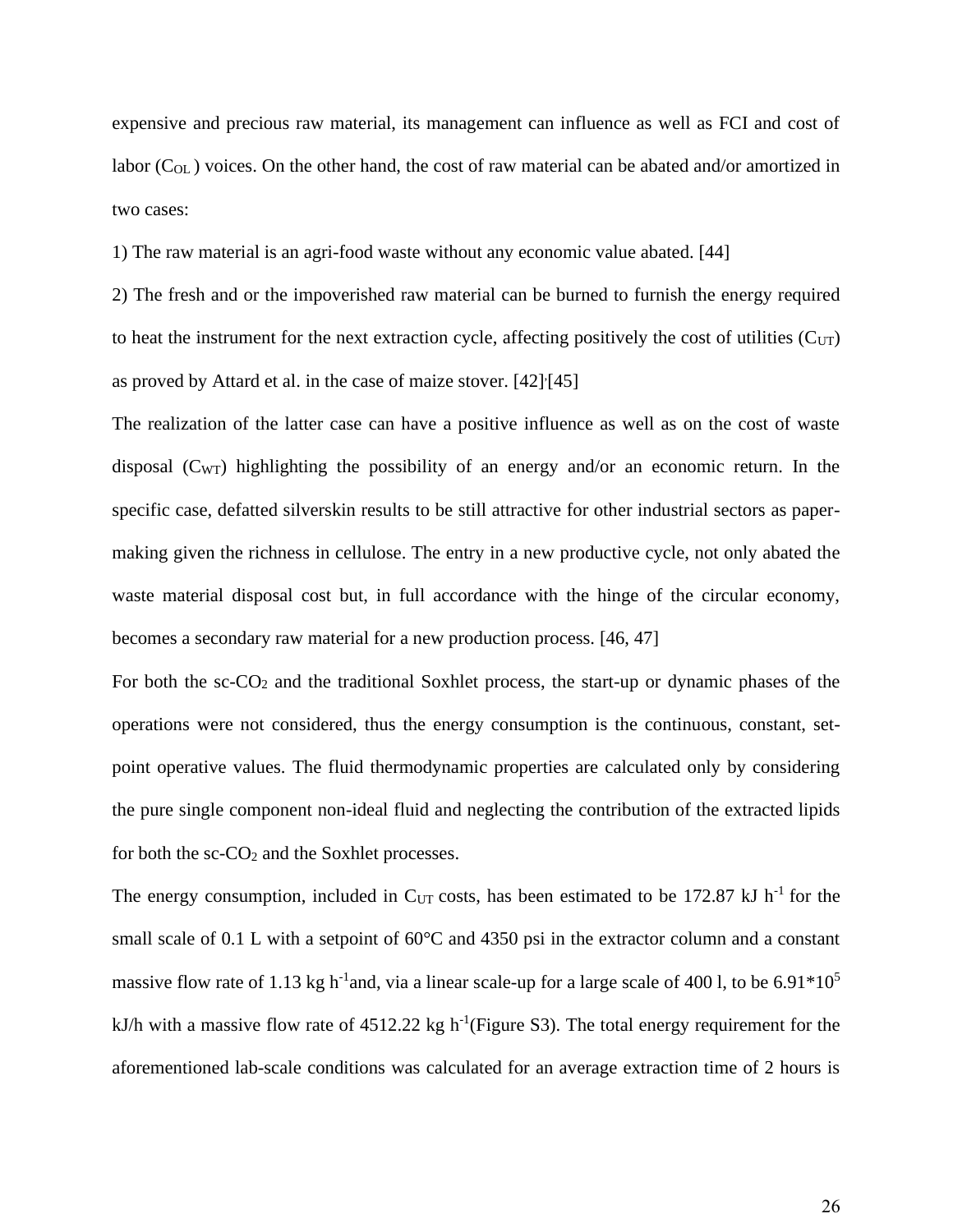expensive and precious raw material, its management can influence as well as FCI and cost of labor ($C_{OL}$ ) voices. On the other hand, the cost of raw material can be abated and/or amortized in two cases:

1) The raw material is an agri-food waste without any economic value abated. [44]

2) The fresh and or the impoverished raw material can be burned to furnish the energy required to heat the instrument for the next extraction cycle, affecting positively the cost of utilities ($C_{UT}$) as proved by Attard et al. in the case of maize stover. [42],[45]

The realization of the latter case can have a positive influence as well as on the cost of waste disposal ($C_{WT}$) highlighting the possibility of an energy and/or an economic return. In the specific case, defatted silverskin results to be still attractive for other industrial sectors as paper-making given the richness in cellulose. The entry in a new productive cycle, not only abated the waste material disposal cost but, in full accordance with the hinge of the circular economy, becomes a secondary raw material for a new production process. [46, 47]

For both the sc-$CO_2$ and the traditional Soxhlet process, the start-up or dynamic phases of the operations were not considered, thus the energy consumption is the continuous, constant, set-point operative values. The fluid thermodynamic properties are calculated only by considering the pure single component non-ideal fluid and neglecting the contribution of the extracted lipids for both the sc-$CO_2$ and the Soxhlet processes.

The energy consumption, included in $C_{UT}$ costs, has been estimated to be 172.87 kJ $h^{-1}$ for the small scale of 0.1 L with a setpoint of 60°C and 4350 psi in the extractor column and a constant massive flow rate of 1.13 kg $h^{-1}$and, via a linear scale-up for a large scale of 400 l, to be $6.91*10^5$ kJ/h with a massive flow rate of 4512.22 kg $h^{-1}$(Figure S3). The total energy requirement for the aforementioned lab-scale conditions was calculated for an average extraction time of 2 hours is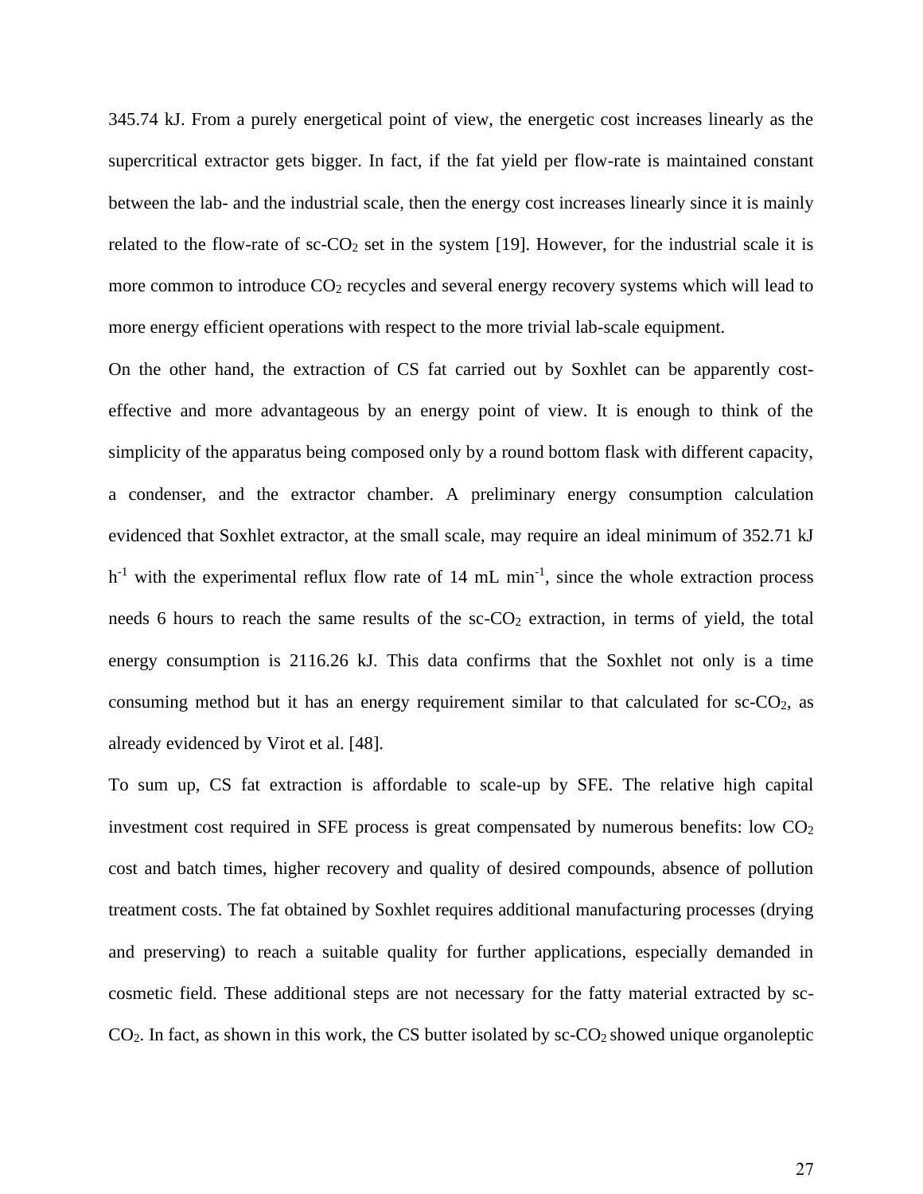345.74 kJ. From a purely energetical point of view, the energetic cost increases linearly as the supercritical extractor gets bigger. In fact, if the fat yield per flow-rate is maintained constant between the lab- and the industrial scale, then the energy cost increases linearly since it is mainly related to the flow-rate of sc-$CO_2$ set in the system [19]. However, for the industrial scale it is more common to introduce $CO_2$ recycles and several energy recovery systems which will lead to more energy efficient operations with respect to the more trivial lab-scale equipment.

On the other hand, the extraction of CS fat carried out by Soxhlet can be apparently cost-effective and more advantageous by an energy point of view. It is enough to think of the simplicity of the apparatus being composed only by a round bottom flask with different capacity, a condenser, and the extractor chamber. A preliminary energy consumption calculation evidenced that Soxhlet extractor, at the small scale, may require an ideal minimum of 352.71 kJ $h^{-1}$ with the experimental reflux flow rate of 14 mL $min^{-1}$, since the whole extraction process needs 6 hours to reach the same results of the sc-$CO_2$ extraction, in terms of yield, the total energy consumption is 2116.26 kJ. This data confirms that the Soxhlet not only is a time consuming method but it has an energy requirement similar to that calculated for sc-$CO_2$, as already evidenced by Virot et al. [48].

To sum up, CS fat extraction is affordable to scale-up by SFE. The relative high capital investment cost required in SFE process is great compensated by numerous benefits: low $CO_2$ cost and batch times, higher recovery and quality of desired compounds, absence of pollution treatment costs. The fat obtained by Soxhlet requires additional manufacturing processes (drying and preserving) to reach a suitable quality for further applications, especially demanded in cosmetic field. These additional steps are not necessary for the fatty material extracted by sc-$CO_2$. In fact, as shown in this work, the CS butter isolated by sc-$CO_2$ showed unique organoleptic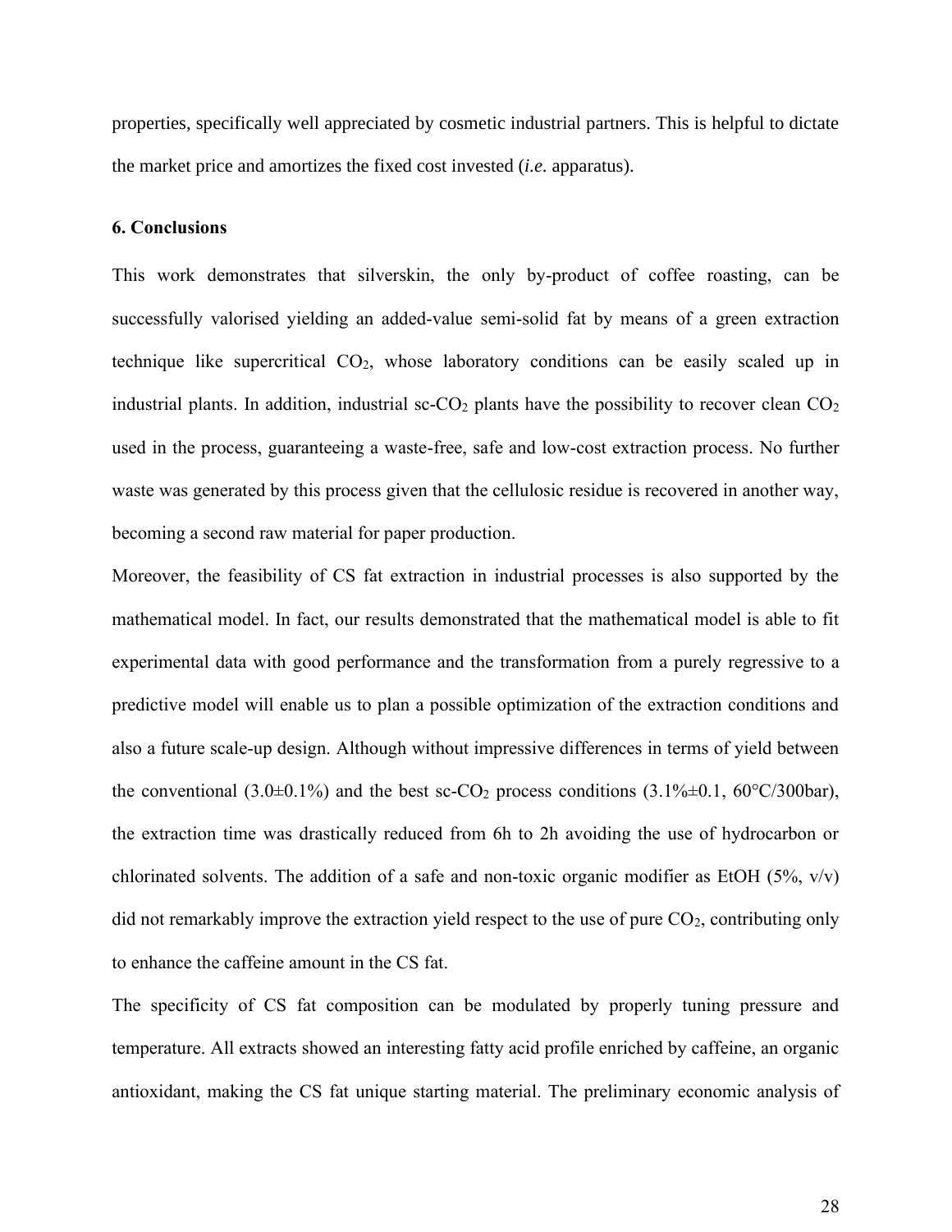properties, specifically well appreciated by cosmetic industrial partners. This is helpful to dictate the market price and amortizes the fixed cost invested (*i.e.* apparatus).

**6. Conclusions**

This work demonstrates that silverskin, the only by-product of coffee roasting, can be successfully valorised yielding an added-value semi-solid fat by means of a green extraction technique like supercritical $CO_2$, whose laboratory conditions can be easily scaled up in industrial plants. In addition, industrial sc-$CO_2$ plants have the possibility to recover clean $CO_2$ used in the process, guaranteeing a waste-free, safe and low-cost extraction process. No further waste was generated by this process given that the cellulosic residue is recovered in another way, becoming a second raw material for paper production.

Moreover, the feasibility of CS fat extraction in industrial processes is also supported by the mathematical model. In fact, our results demonstrated that the mathematical model is able to fit experimental data with good performance and the transformation from a purely regressive to a predictive model will enable us to plan a possible optimization of the extraction conditions and also a future scale-up design. Although without impressive differences in terms of yield between the conventional (3.0±0.1%) and the best sc-$CO_2$ process conditions (3.1%±0.1, 60°C/300bar), the extraction time was drastically reduced from 6h to 2h avoiding the use of hydrocarbon or chlorinated solvents. The addition of a safe and non-toxic organic modifier as EtOH (5%, v/v) did not remarkably improve the extraction yield respect to the use of pure $CO_2$, contributing only to enhance the caffeine amount in the CS fat.

The specificity of CS fat composition can be modulated by properly tuning pressure and temperature. All extracts showed an interesting fatty acid profile enriched by caffeine, an organic antioxidant, making the CS fat unique starting material. The preliminary economic analysis of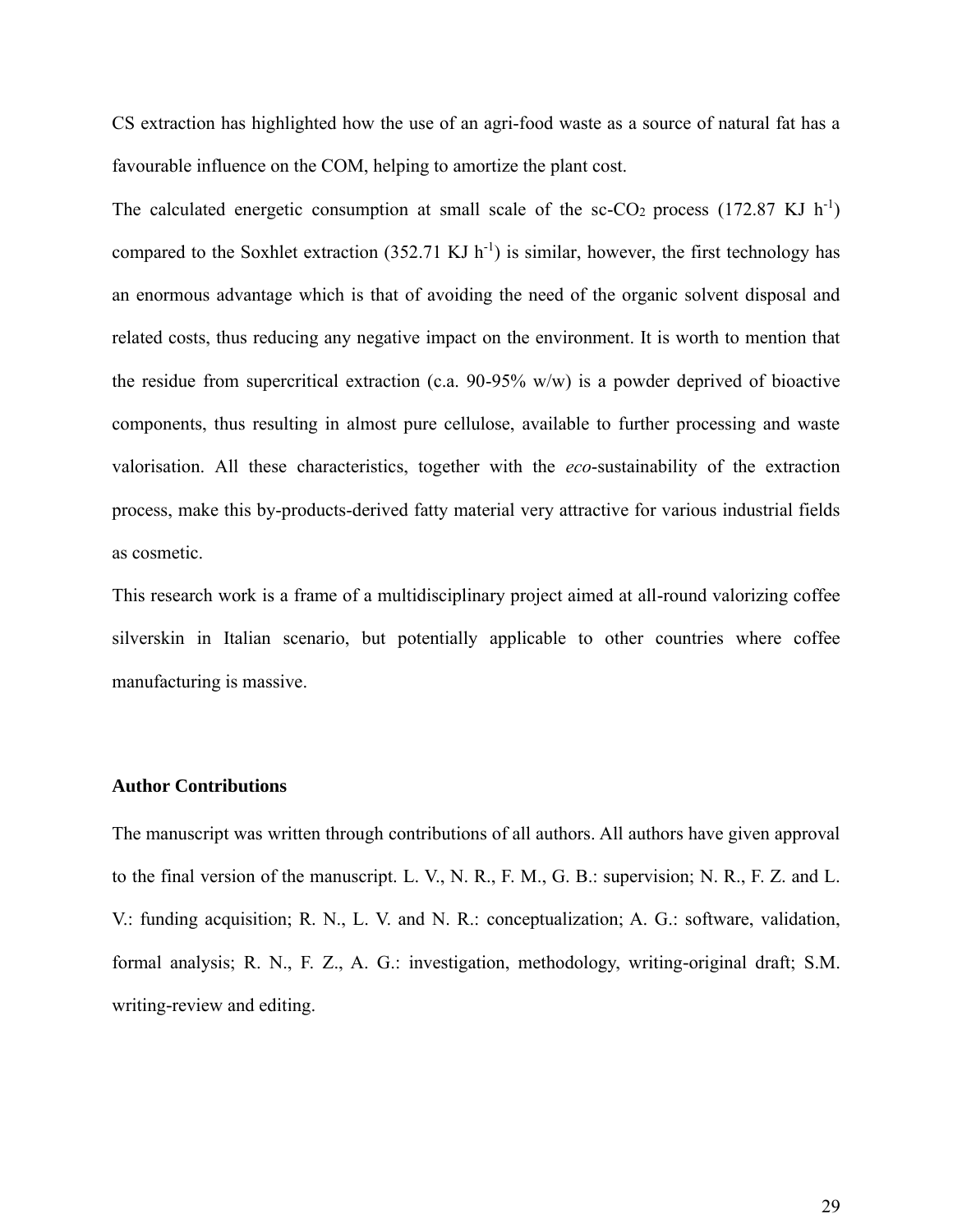CS extraction has highlighted how the use of an agri-food waste as a source of natural fat has a favourable influence on the COM, helping to amortize the plant cost.

The calculated energetic consumption at small scale of the sc-$CO_2$ process (172.87 KJ $h^{-1}$) compared to the Soxhlet extraction (352.71 KJ $h^{-1}$) is similar, however, the first technology has an enormous advantage which is that of avoiding the need of the organic solvent disposal and related costs, thus reducing any negative impact on the environment. It is worth to mention that the residue from supercritical extraction (c.a. 90-95% w/w) is a powder deprived of bioactive components, thus resulting in almost pure cellulose, available to further processing and waste valorisation. All these characteristics, together with the *eco*-sustainability of the extraction process, make this by-products-derived fatty material very attractive for various industrial fields as cosmetic.

This research work is a frame of a multidisciplinary project aimed at all-round valorizing coffee silverskin in Italian scenario, but potentially applicable to other countries where coffee manufacturing is massive.

### Author Contributions

The manuscript was written through contributions of all authors. All authors have given approval to the final version of the manuscript. L. V., N. R., F. M., G. B.: supervision; N. R., F. Z. and L. V.: funding acquisition; R. N., L. V. and N. R.: conceptualization; A. G.: software, validation, formal analysis; R. N., F. Z., A. G.: investigation, methodology, writing-original draft; S.M. writing-review and editing.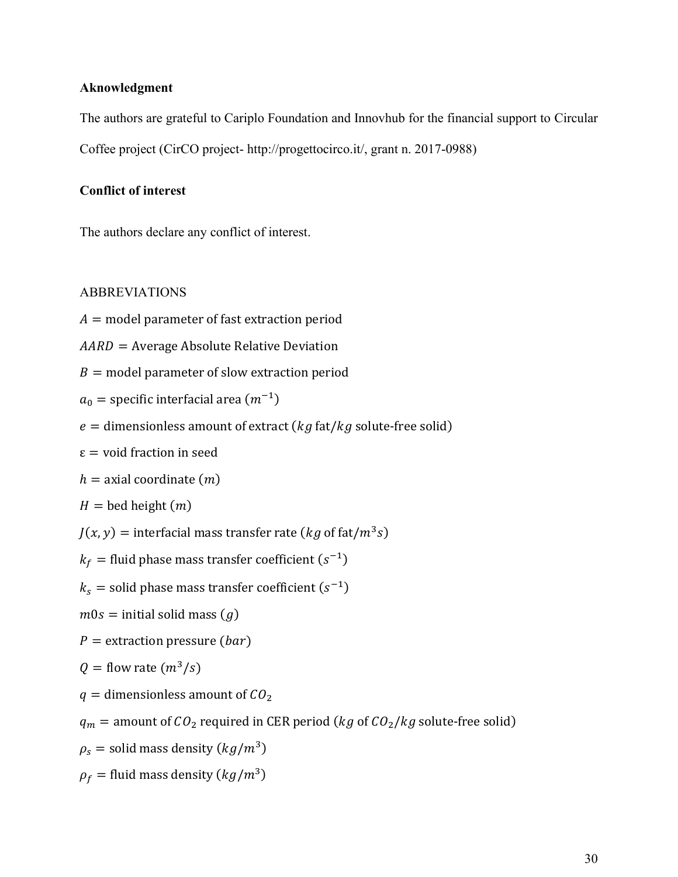**Aknowledgment**

The authors are grateful to Cariplo Foundation and Innovhub for the financial support to Circular Coffee project (CirCO project- http://progettocirco.it/, grant n. 2017-0988)

**Conflict of interest**

The authors declare any conflict of interest.

ABBREVIATIONS

$A$ = model parameter of fast extraction period

$AARD$ = Average Absolute Relative Deviation

$B$ = model parameter of slow extraction period

$a_0$ = specific interfacial area ($m^{-1}$)

$e$ = dimensionless amount of extract ($kg$ fat/$kg$ solute-free solid)

$\varepsilon$ = void fraction in seed

$h$ = axial coordinate ($m$)

$H$ = bed height ($m$)

$J(x, y)$ = interfacial mass transfer rate ($kg$ of fat/$m^3 s$)

$k_f$ = fluid phase mass transfer coefficient ($s^{-1}$)

$k_s$ = solid phase mass transfer coefficient ($s^{-1}$)

$m0s$ = initial solid mass ($g$)

$P$ = extraction pressure ($bar$)

$Q$ = flow rate ($m^3/s$)

$q$ = dimensionless amount of $CO_2$

$q_m$ = amount of $CO_2$ required in CER period ($kg$ of $CO_2$/$kg$ solute-free solid)

$\rho_s$ = solid mass density ($kg/m^3$)

$\rho_f$ = fluid mass density ($kg/m^3$)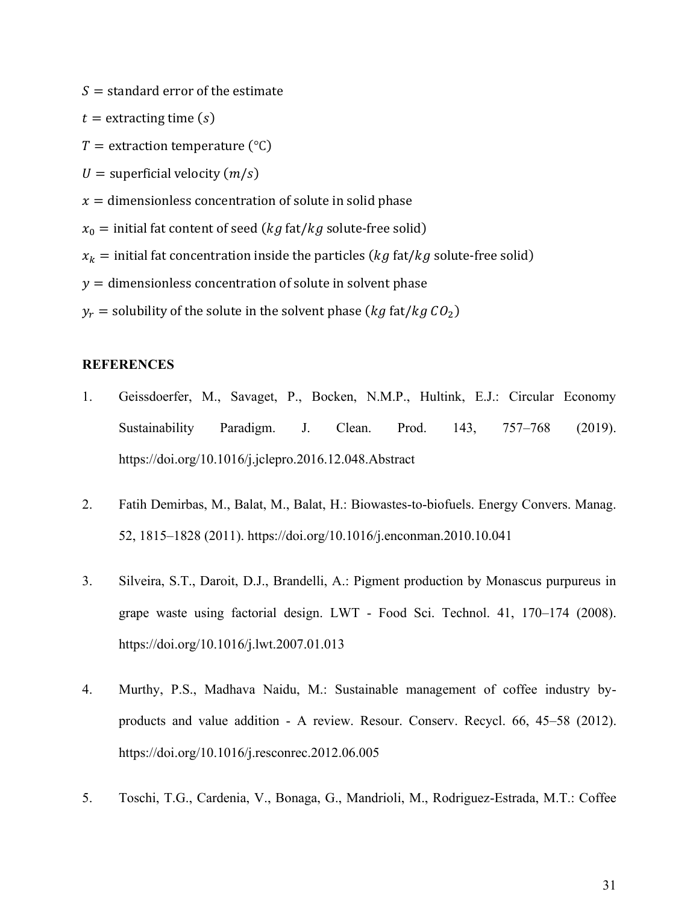$S$ = standard error of the estimate

$t$ = extracting time ($s$)

$T$ = extraction temperature (℃)

$U$ = superficial velocity ($m/s$)

$x$ = dimensionless concentration of solute in solid phase

$x_0$ = initial fat content of seed ($kg$ fat/$kg$ solute-free solid)

$x_k$ = initial fat concentration inside the particles ($kg$ fat/$kg$ solute-free solid)

$y$ = dimensionless concentration of solute in solvent phase

$y_r$ = solubility of the solute in the solvent phase ($kg$ fat/$kg$ $CO_2$)

**REFERENCES**

1. Geissdoerfer, M., Savaget, P., Bocken, N.M.P., Hultink, E.J.: Circular Economy Sustainability Paradigm. J. Clean. Prod. 143, 757–768 (2019). https://doi.org/10.1016/j.jclepro.2016.12.048.Abstract

2. Fatih Demirbas, M., Balat, M., Balat, H.: Biowastes-to-biofuels. Energy Convers. Manag. 52, 1815–1828 (2011). https://doi.org/10.1016/j.enconman.2010.10.041

3. Silveira, S.T., Daroit, D.J., Brandelli, A.: Pigment production by Monascus purpureus in grape waste using factorial design. LWT - Food Sci. Technol. 41, 170–174 (2008). https://doi.org/10.1016/j.lwt.2007.01.013

4. Murthy, P.S., Madhava Naidu, M.: Sustainable management of coffee industry by-products and value addition - A review. Resour. Conserv. Recycl. 66, 45–58 (2012). https://doi.org/10.1016/j.resconrec.2012.06.005

5. Toschi, T.G., Cardenia, V., Bonaga, G., Mandrioli, M., Rodriguez-Estrada, M.T.: Coffee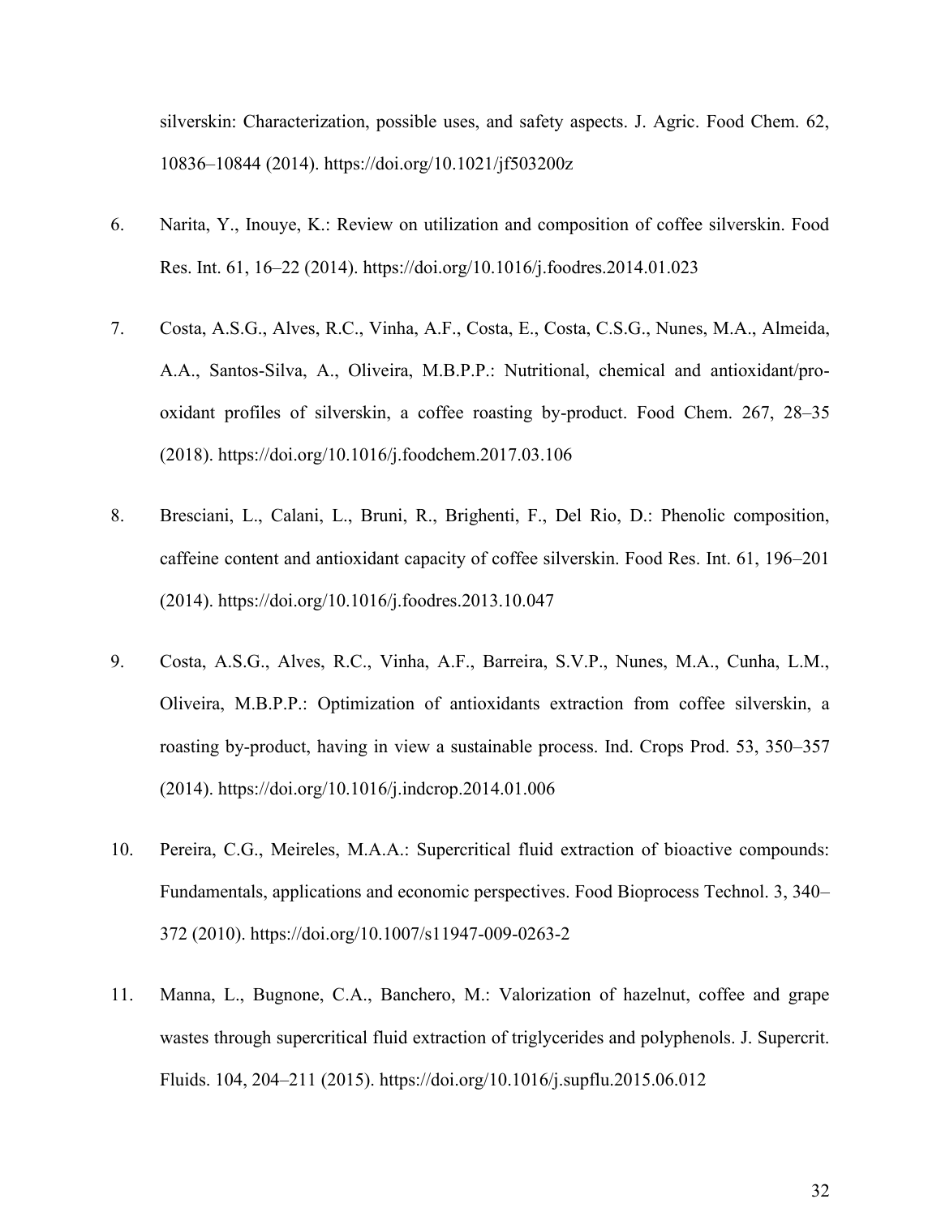silverskin: Characterization, possible uses, and safety aspects. J. Agric. Food Chem. 62, 10836–10844 (2014). https://doi.org/10.1021/jf503200z

6. Narita, Y., Inouye, K.: Review on utilization and composition of coffee silverskin. Food Res. Int. 61, 16–22 (2014). https://doi.org/10.1016/j.foodres.2014.01.023

7. Costa, A.S.G., Alves, R.C., Vinha, A.F., Costa, E., Costa, C.S.G., Nunes, M.A., Almeida, A.A., Santos-Silva, A., Oliveira, M.B.P.P.: Nutritional, chemical and antioxidant/pro-oxidant profiles of silverskin, a coffee roasting by-product. Food Chem. 267, 28–35 (2018). https://doi.org/10.1016/j.foodchem.2017.03.106

8. Bresciani, L., Calani, L., Bruni, R., Brighenti, F., Del Rio, D.: Phenolic composition, caffeine content and antioxidant capacity of coffee silverskin. Food Res. Int. 61, 196–201 (2014). https://doi.org/10.1016/j.foodres.2013.10.047

9. Costa, A.S.G., Alves, R.C., Vinha, A.F., Barreira, S.V.P., Nunes, M.A., Cunha, L.M., Oliveira, M.B.P.P.: Optimization of antioxidants extraction from coffee silverskin, a roasting by-product, having in view a sustainable process. Ind. Crops Prod. 53, 350–357 (2014). https://doi.org/10.1016/j.indcrop.2014.01.006

10. Pereira, C.G., Meireles, M.A.A.: Supercritical fluid extraction of bioactive compounds: Fundamentals, applications and economic perspectives. Food Bioprocess Technol. 3, 340–372 (2010). https://doi.org/10.1007/s11947-009-0263-2

11. Manna, L., Bugnone, C.A., Banchero, M.: Valorization of hazelnut, coffee and grape wastes through supercritical fluid extraction of triglycerides and polyphenols. J. Supercrit. Fluids. 104, 204–211 (2015). https://doi.org/10.1016/j.supflu.2015.06.012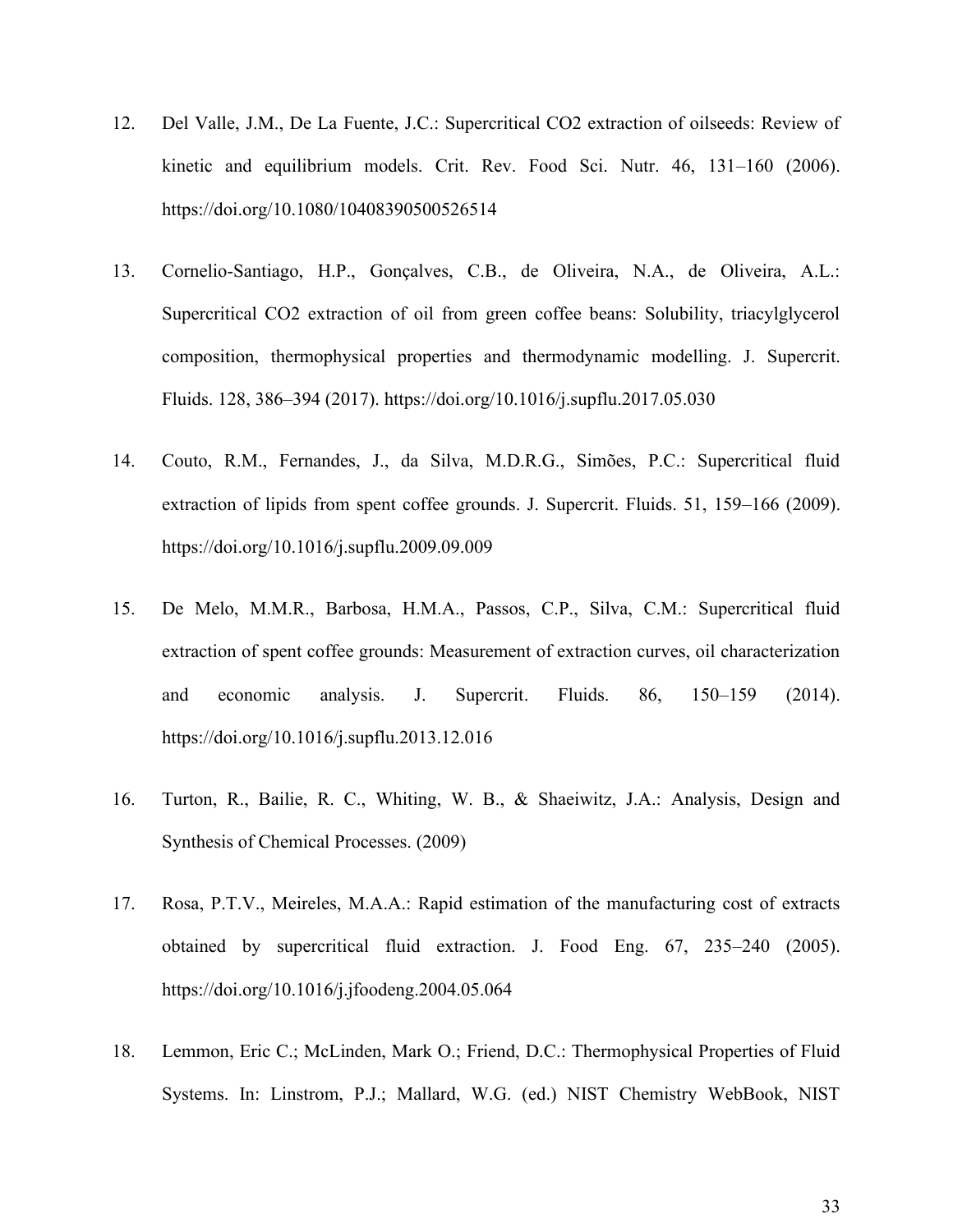12. Del Valle, J.M., De La Fuente, J.C.: Supercritical CO2 extraction of oilseeds: Review of kinetic and equilibrium models. Crit. Rev. Food Sci. Nutr. 46, 131–160 (2006). https://doi.org/10.1080/10408390500526514

13. Cornelio-Santiago, H.P., Gonçalves, C.B., de Oliveira, N.A., de Oliveira, A.L.: Supercritical CO2 extraction of oil from green coffee beans: Solubility, triacylglycerol composition, thermophysical properties and thermodynamic modelling. J. Supercrit. Fluids. 128, 386–394 (2017). https://doi.org/10.1016/j.supflu.2017.05.030

14. Couto, R.M., Fernandes, J., da Silva, M.D.R.G., Simões, P.C.: Supercritical fluid extraction of lipids from spent coffee grounds. J. Supercrit. Fluids. 51, 159–166 (2009). https://doi.org/10.1016/j.supflu.2009.09.009

15. De Melo, M.M.R., Barbosa, H.M.A., Passos, C.P., Silva, C.M.: Supercritical fluid extraction of spent coffee grounds: Measurement of extraction curves, oil characterization and economic analysis. J. Supercrit. Fluids. 86, 150–159 (2014). https://doi.org/10.1016/j.supflu.2013.12.016

16. Turton, R., Bailie, R. C., Whiting, W. B., & Shaeiwitz, J.A.: Analysis, Design and Synthesis of Chemical Processes. (2009)

17. Rosa, P.T.V., Meireles, M.A.A.: Rapid estimation of the manufacturing cost of extracts obtained by supercritical fluid extraction. J. Food Eng. 67, 235–240 (2005). https://doi.org/10.1016/j.jfoodeng.2004.05.064

18. Lemmon, Eric C.; McLinden, Mark O.; Friend, D.C.: Thermophysical Properties of Fluid Systems. In: Linstrom, P.J.; Mallard, W.G. (ed.) NIST Chemistry WebBook, NIST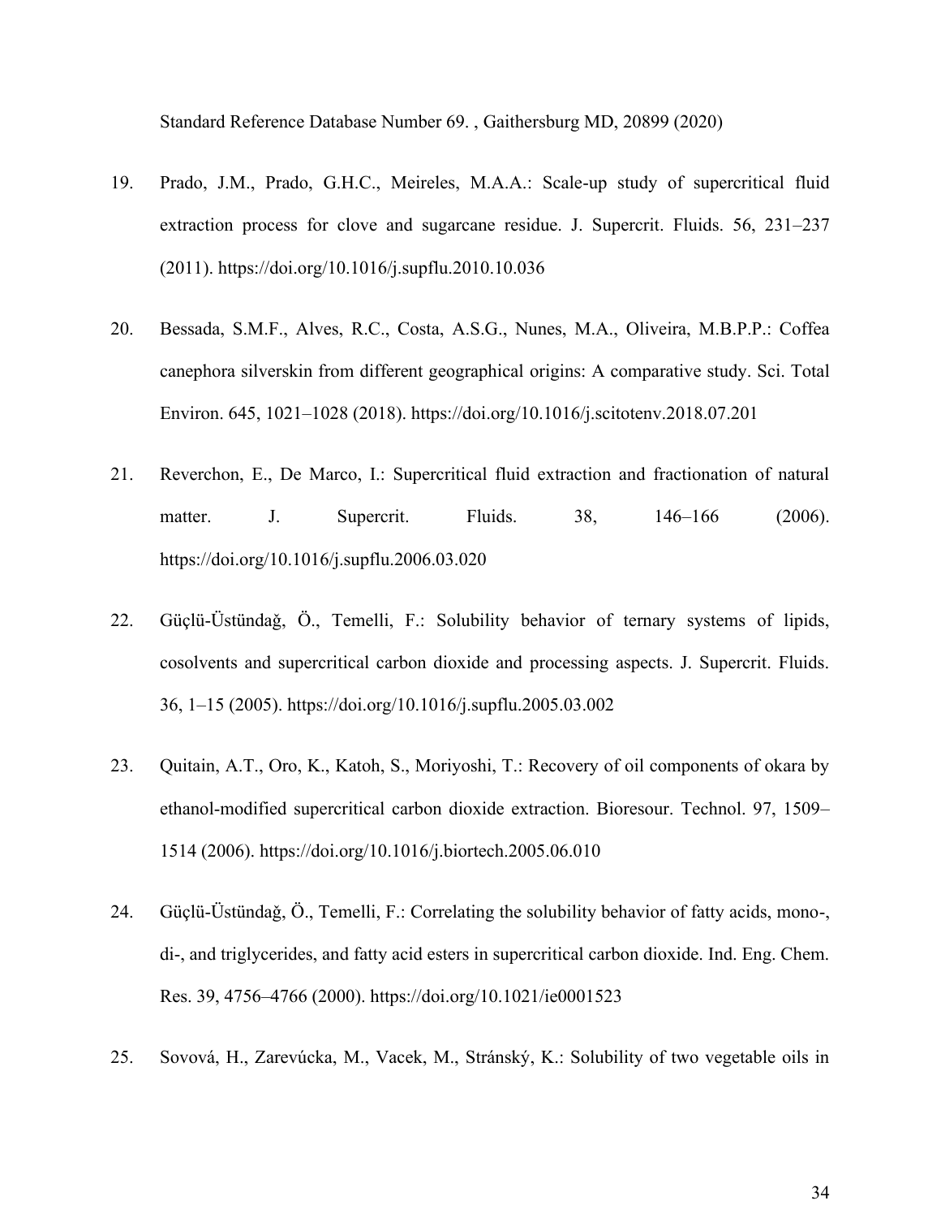Standard Reference Database Number 69. , Gaithersburg MD, 20899 (2020)

19. Prado, J.M., Prado, G.H.C., Meireles, M.A.A.: Scale-up study of supercritical fluid extraction process for clove and sugarcane residue. J. Supercrit. Fluids. 56, 231–237 (2011). https://doi.org/10.1016/j.supflu.2010.10.036

20. Bessada, S.M.F., Alves, R.C., Costa, A.S.G., Nunes, M.A., Oliveira, M.B.P.P.: Coffea canephora silverskin from different geographical origins: A comparative study. Sci. Total Environ. 645, 1021–1028 (2018). https://doi.org/10.1016/j.scitotenv.2018.07.201

21. Reverchon, E., De Marco, I.: Supercritical fluid extraction and fractionation of natural matter. J. Supercrit. Fluids. 38, 146–166 (2006). https://doi.org/10.1016/j.supflu.2006.03.020

22. Güçlü-Üstündağ, Ö., Temelli, F.: Solubility behavior of ternary systems of lipids, cosolvents and supercritical carbon dioxide and processing aspects. J. Supercrit. Fluids. 36, 1–15 (2005). https://doi.org/10.1016/j.supflu.2005.03.002

23. Quitain, A.T., Oro, K., Katoh, S., Moriyoshi, T.: Recovery of oil components of okara by ethanol-modified supercritical carbon dioxide extraction. Bioresour. Technol. 97, 1509–1514 (2006). https://doi.org/10.1016/j.biortech.2005.06.010

24. Güçlü-Üstündağ, Ö., Temelli, F.: Correlating the solubility behavior of fatty acids, mono-, di-, and triglycerides, and fatty acid esters in supercritical carbon dioxide. Ind. Eng. Chem. Res. 39, 4756–4766 (2000). https://doi.org/10.1021/ie0001523

25. Sovová, H., Zarevúcka, M., Vacek, M., Stránský, K.: Solubility of two vegetable oils in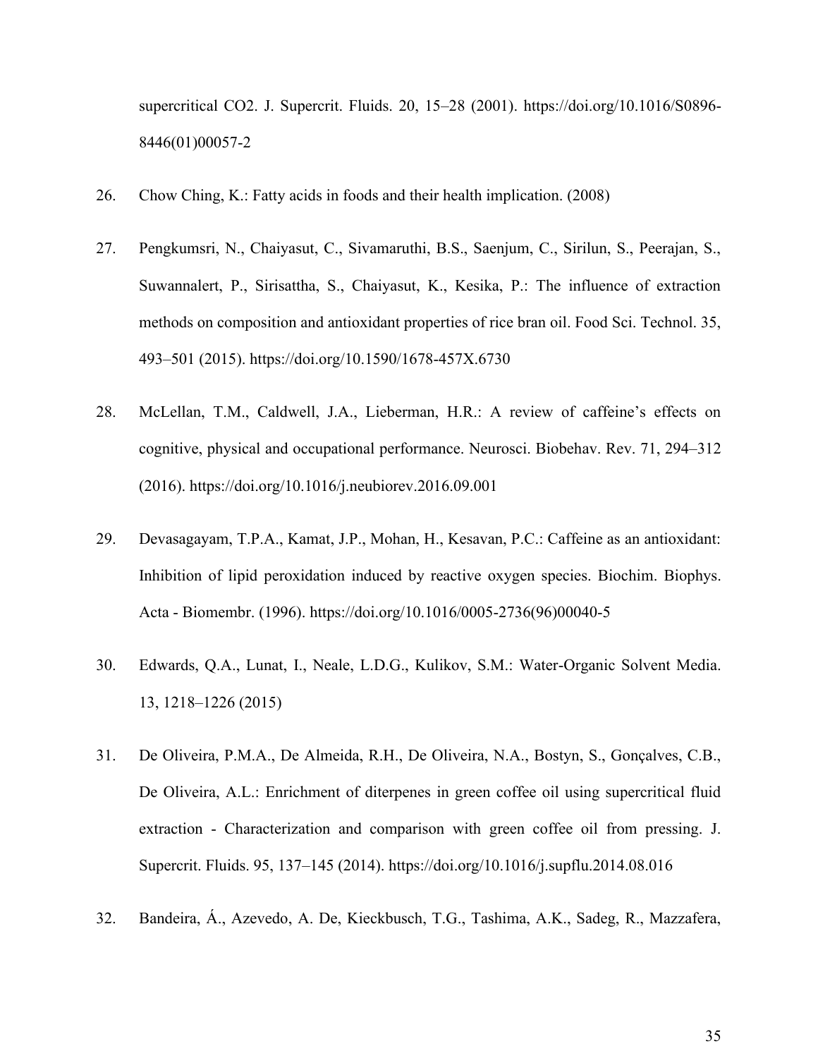supercritical CO2. J. Supercrit. Fluids. 20, 15–28 (2001). https://doi.org/10.1016/S0896-8446(01)00057-2

26. Chow Ching, K.: Fatty acids in foods and their health implication. (2008)

27. Pengkumsri, N., Chaiyasut, C., Sivamaruthi, B.S., Saenjum, C., Sirilun, S., Peerajan, S., Suwannalert, P., Sirisattha, S., Chaiyasut, K., Kesika, P.: The influence of extraction methods on composition and antioxidant properties of rice bran oil. Food Sci. Technol. 35, 493–501 (2015). https://doi.org/10.1590/1678-457X.6730

28. McLellan, T.M., Caldwell, J.A., Lieberman, H.R.: A review of caffeine's effects on cognitive, physical and occupational performance. Neurosci. Biobehav. Rev. 71, 294–312 (2016). https://doi.org/10.1016/j.neubiorev.2016.09.001

29. Devasagayam, T.P.A., Kamat, J.P., Mohan, H., Kesavan, P.C.: Caffeine as an antioxidant: Inhibition of lipid peroxidation induced by reactive oxygen species. Biochim. Biophys. Acta - Biomembr. (1996). https://doi.org/10.1016/0005-2736(96)00040-5

30. Edwards, Q.A., Lunat, I., Neale, L.D.G., Kulikov, S.M.: Water-Organic Solvent Media. 13, 1218–1226 (2015)

31. De Oliveira, P.M.A., De Almeida, R.H., De Oliveira, N.A., Bostyn, S., Gonçalves, C.B., De Oliveira, A.L.: Enrichment of diterpenes in green coffee oil using supercritical fluid extraction - Characterization and comparison with green coffee oil from pressing. J. Supercrit. Fluids. 95, 137–145 (2014). https://doi.org/10.1016/j.supflu.2014.08.016

32. Bandeira, Á., Azevedo, A. De, Kieckbusch, T.G., Tashima, A.K., Sadeg, R., Mazzafera,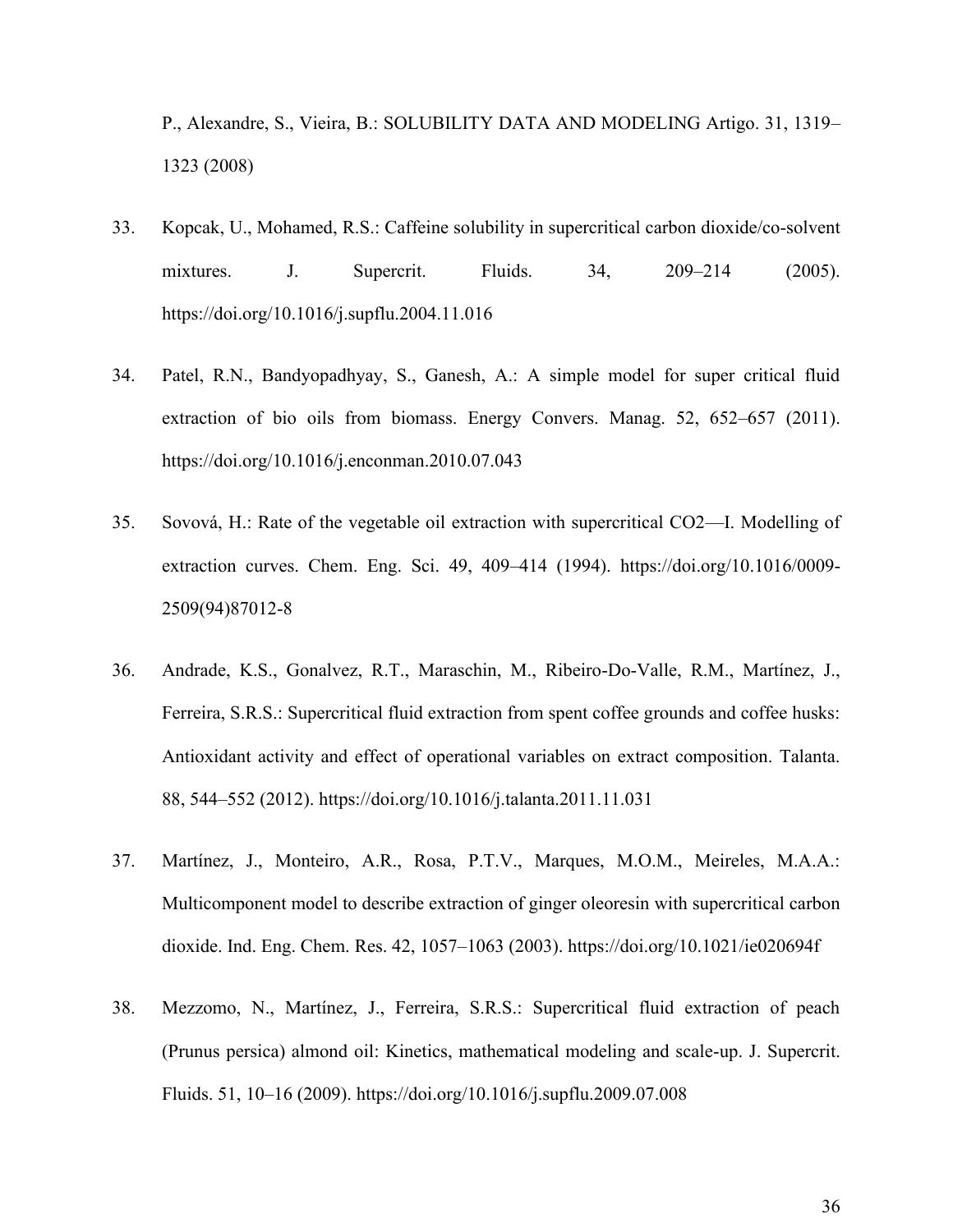P., Alexandre, S., Vieira, B.: SOLUBILITY DATA AND MODELING Artigo. 31, 1319–1323 (2008)

33. Kopcak, U., Mohamed, R.S.: Caffeine solubility in supercritical carbon dioxide/co-solvent mixtures. J. Supercrit. Fluids. 34, 209–214 (2005). https://doi.org/10.1016/j.supflu.2004.11.016

34. Patel, R.N., Bandyopadhyay, S., Ganesh, A.: A simple model for super critical fluid extraction of bio oils from biomass. Energy Convers. Manag. 52, 652–657 (2011). https://doi.org/10.1016/j.enconman.2010.07.043

35. Sovová, H.: Rate of the vegetable oil extraction with supercritical CO2—I. Modelling of extraction curves. Chem. Eng. Sci. 49, 409–414 (1994). https://doi.org/10.1016/0009-2509(94)87012-8

36. Andrade, K.S., Gonalvez, R.T., Maraschin, M., Ribeiro-Do-Valle, R.M., Martínez, J., Ferreira, S.R.S.: Supercritical fluid extraction from spent coffee grounds and coffee husks: Antioxidant activity and effect of operational variables on extract composition. Talanta. 88, 544–552 (2012). https://doi.org/10.1016/j.talanta.2011.11.031

37. Martínez, J., Monteiro, A.R., Rosa, P.T.V., Marques, M.O.M., Meireles, M.A.A.: Multicomponent model to describe extraction of ginger oleoresin with supercritical carbon dioxide. Ind. Eng. Chem. Res. 42, 1057–1063 (2003). https://doi.org/10.1021/ie020694f

38. Mezzomo, N., Martínez, J., Ferreira, S.R.S.: Supercritical fluid extraction of peach (Prunus persica) almond oil: Kinetics, mathematical modeling and scale-up. J. Supercrit. Fluids. 51, 10–16 (2009). https://doi.org/10.1016/j.supflu.2009.07.008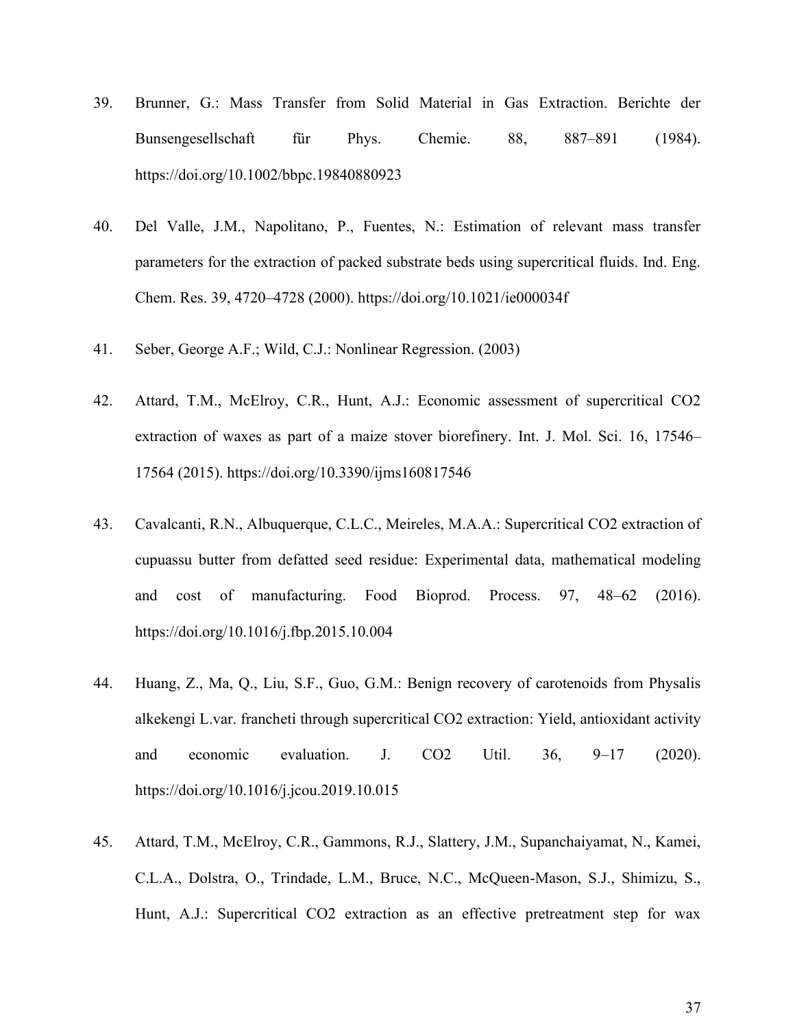39. Brunner, G.: Mass Transfer from Solid Material in Gas Extraction. Berichte der Bunsengesellschaft für Phys. Chemie. 88, 887–891 (1984). https://doi.org/10.1002/bbpc.19840880923

40. Del Valle, J.M., Napolitano, P., Fuentes, N.: Estimation of relevant mass transfer parameters for the extraction of packed substrate beds using supercritical fluids. Ind. Eng. Chem. Res. 39, 4720–4728 (2000). https://doi.org/10.1021/ie000034f

41. Seber, George A.F.; Wild, C.J.: Nonlinear Regression. (2003)

42. Attard, T.M., McElroy, C.R., Hunt, A.J.: Economic assessment of supercritical $CO_2$ extraction of waxes as part of a maize stover biorefinery. Int. J. Mol. Sci. 16, 17546–17564 (2015). https://doi.org/10.3390/ijms160817546

43. Cavalcanti, R.N., Albuquerque, C.L.C., Meireles, M.A.A.: Supercritical $CO_2$ extraction of cupuassu butter from defatted seed residue: Experimental data, mathematical modeling and cost of manufacturing. Food Bioprod. Process. 97, 48–62 (2016). https://doi.org/10.1016/j.fbp.2015.10.004

44. Huang, Z., Ma, Q., Liu, S.F., Guo, G.M.: Benign recovery of carotenoids from Physalis alkekengi L.var. francheti through supercritical $CO_2$ extraction: Yield, antioxidant activity and economic evaluation. J. $CO_2$ Util. 36, 9–17 (2020). https://doi.org/10.1016/j.jcou.2019.10.015

45. Attard, T.M., McElroy, C.R., Gammons, R.J., Slattery, J.M., Supanchaiyamat, N., Kamei, C.L.A., Dolstra, O., Trindade, L.M., Bruce, N.C., McQueen-Mason, S.J., Shimizu, S., Hunt, A.J.: Supercritical $CO_2$ extraction as an effective pretreatment step for wax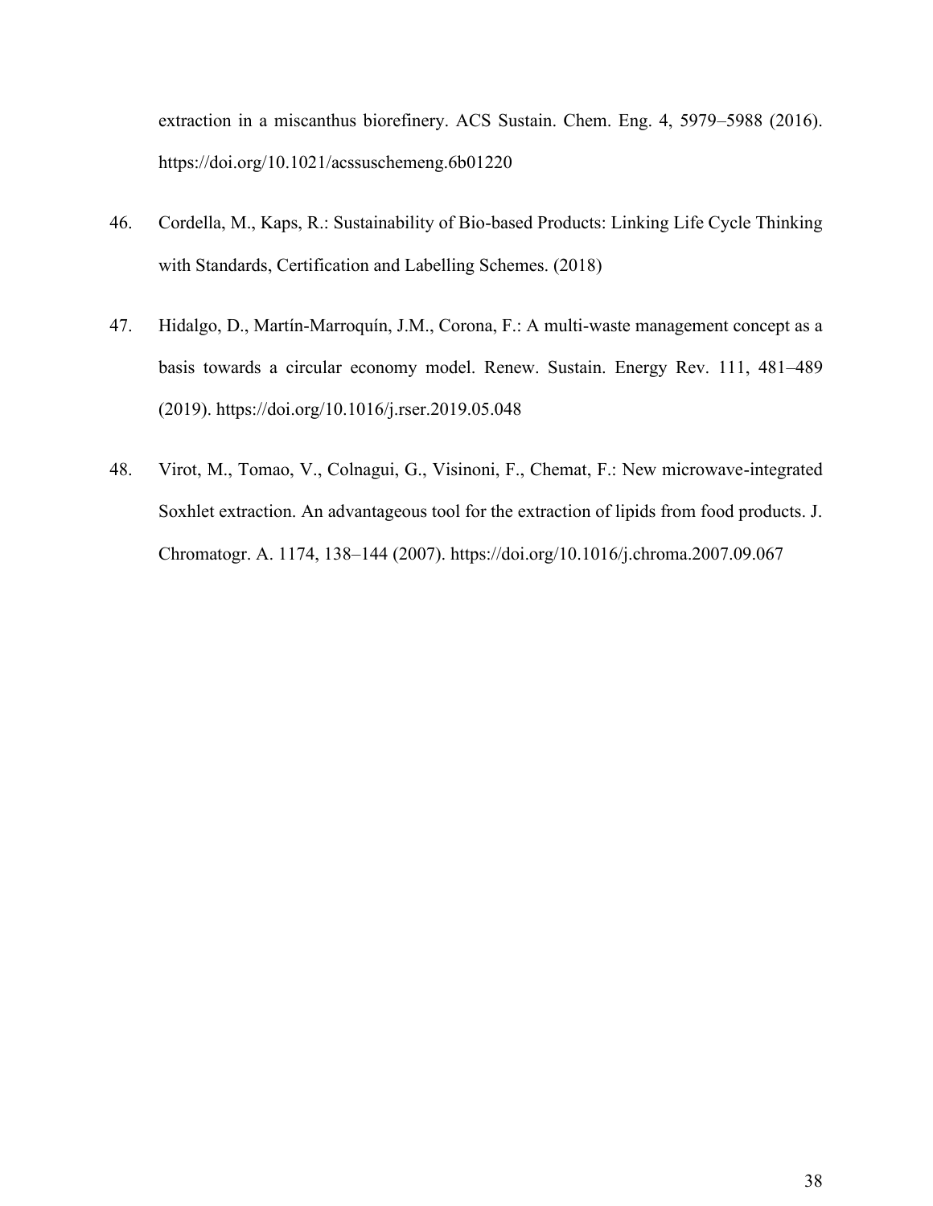extraction in a miscanthus biorefinery. ACS Sustain. Chem. Eng. 4, 5979–5988 (2016). https://doi.org/10.1021/acssuschemeng.6b01220

46. Cordella, M., Kaps, R.: Sustainability of Bio-based Products: Linking Life Cycle Thinking with Standards, Certification and Labelling Schemes. (2018)

47. Hidalgo, D., Martín-Marroquín, J.M., Corona, F.: A multi-waste management concept as a basis towards a circular economy model. Renew. Sustain. Energy Rev. 111, 481–489 (2019). https://doi.org/10.1016/j.rser.2019.05.048

48. Virot, M., Tomao, V., Colnagui, G., Visinoni, F., Chemat, F.: New microwave-integrated Soxhlet extraction. An advantageous tool for the extraction of lipids from food products. J. Chromatogr. A. 1174, 138–144 (2007). https://doi.org/10.1016/j.chroma.2007.09.067